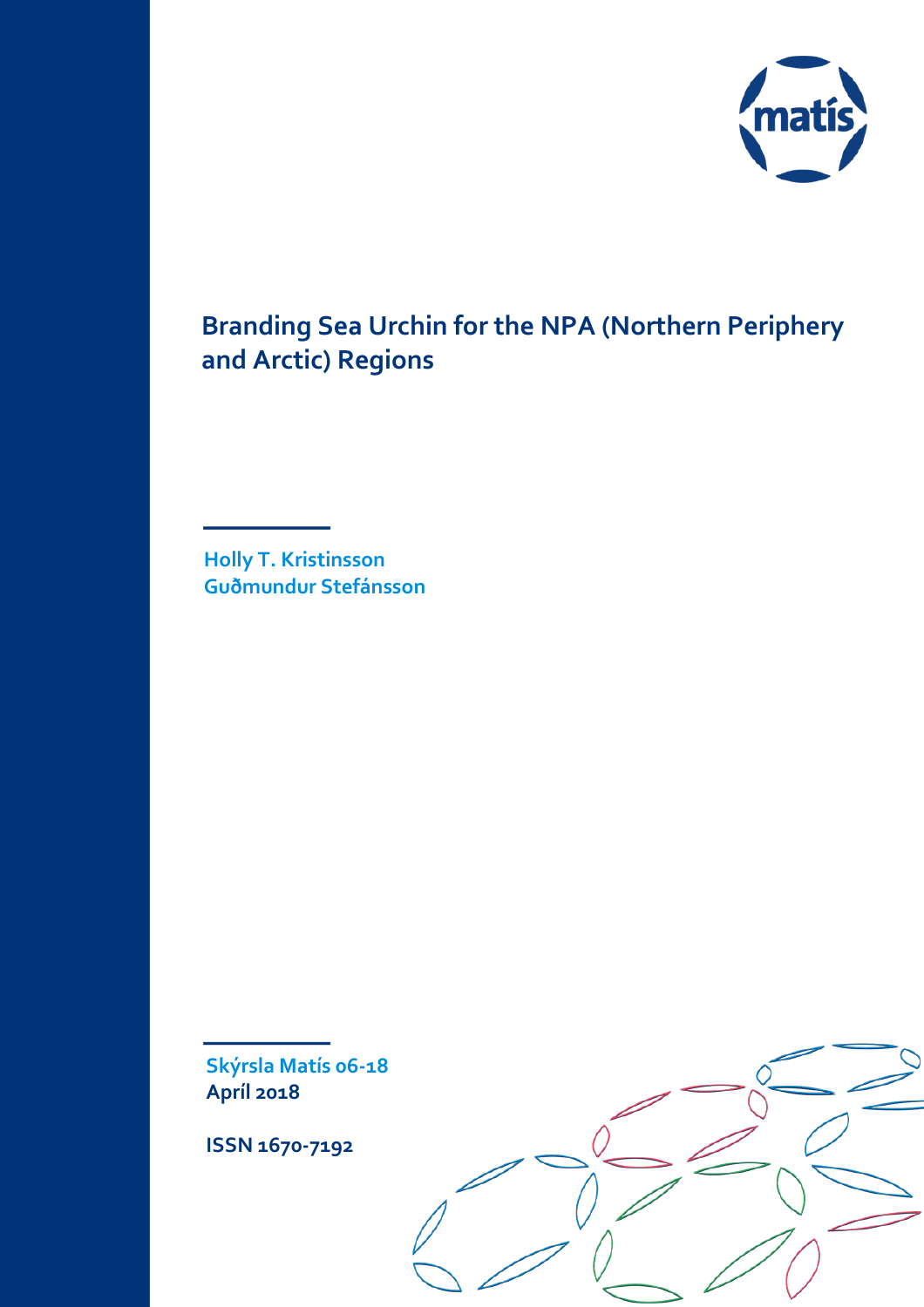# Branding Sea Urchin for the NPA (Northern Periphery and Arctic) Regions

Holly T. Kristinsson
Guðmundur Stefánsson

Skýrsla Matís 06-18
Apríl 2018

ISSN 1670-7192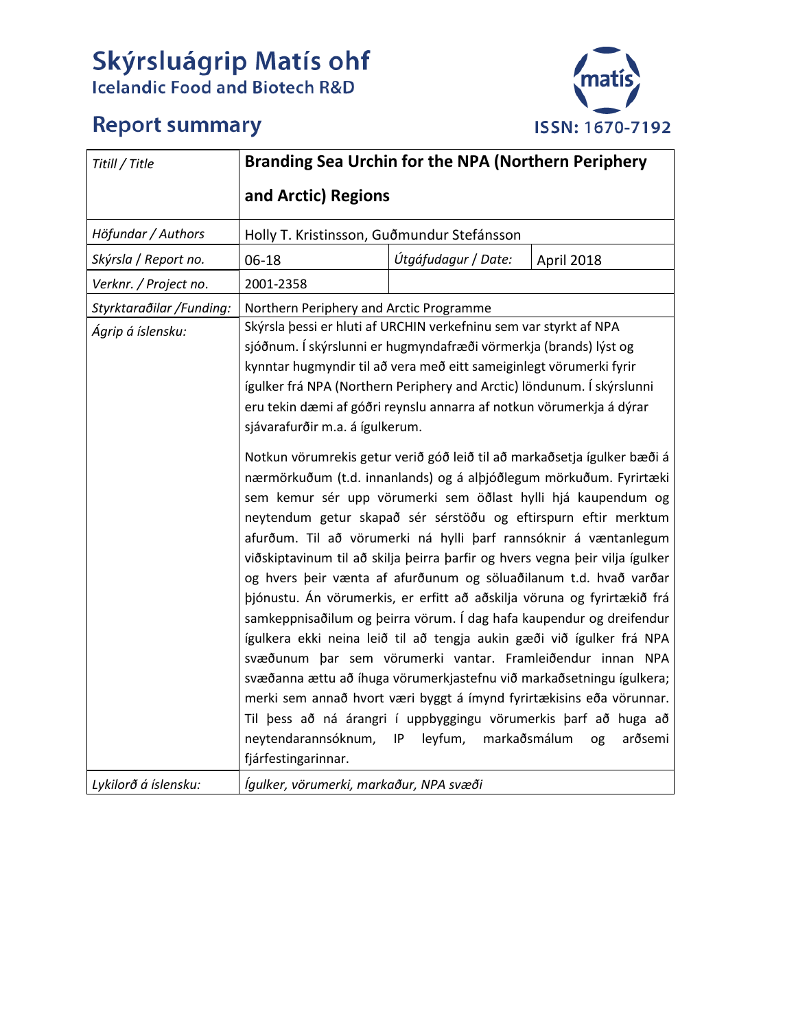# Skýrsluágrip Matís ohf

Icelandic Food and Biotech R&D

## Report summary

ISSN: 1670-7192

| *Titill / Title* | **Branding Sea Urchin for the NPA (Northern Periphery and Arctic) Regions** | | |
|---|---|---|---|
| *Höfundar / Authors* | Holly T. Kristinsson, Guðmundur Stefánsson | | |
| *Skýrsla / Report no.* | 06-18 | *Útgáfudagur / Date:* | April 2018 |
| *Verknr. / Project no.* | 2001-2358 | | |
| *Styrktaraðilar /Funding:* | Northern Periphery and Arctic Programme | | |
| *Ágrip á íslensku:* | Skýrsla þessi er hluti af URCHIN verkefninu sem var styrkt af NPA sjóðnum. Í skýrslunni er hugmyndafræði vörmerkja (brands) lýst og kynntar hugmyndir til að vera með eitt sameiginlegt vörumerki fyrir ígulker frá NPA (Northern Periphery and Arctic) löndunum. Í skýrslunni eru tekin dæmi af góðri reynslu annarra af notkun vörumerkja á dýrar sjávarafurðir m.a. á ígulkerum.<br><br>Notkun vörumrekis getur verið góð leið til að markaðsetja ígulker bæði á nærmörkuðum (t.d. innanlands) og á alþjóðlegum mörkuðum. Fyrirtæki sem kemur sér upp vörumerki sem öðlast hylli hjá kaupendum og neytendum getur skapað sér sérstöðu og eftirspurn eftir merktum afurðum. Til að vörumerki ná hylli þarf rannsóknir á væntanlegum viðskiptavinum til að skilja þeirra þarfir og hvers vegna þeir vilja ígulker og hvers þeir vænta af afurðunum og söluaðilanum t.d. hvað varðar þjónustu. Án vörumerkis, er erfitt að aðskilja vöruna og fyrirtækið frá samkeppnisaðilum og þeirra vörum. Í dag hafa kaupendur og dreifendur ígulkera ekki neina leið til að tengja aukin gæði við ígulker frá NPA svæðunum þar sem vörumerki vantar. Framleiðendur innan NPA svæðanna ættu að íhuga vörumerkjastefnu við markaðsetningu ígulkera; merki sem annað hvort væri byggt á ímynd fyrirtækisins eða vörunnar. Til þess að ná árangri í uppbyggingu vörumerkis þarf að huga að neytendarannsóknum, IP leyfum, markaðsmálum og arðsemi fjárfestingarinnar. | | |
| *Lykilorð á íslensku:* | *Ígulker, vörumerki, markaður, NPA svæði* | | |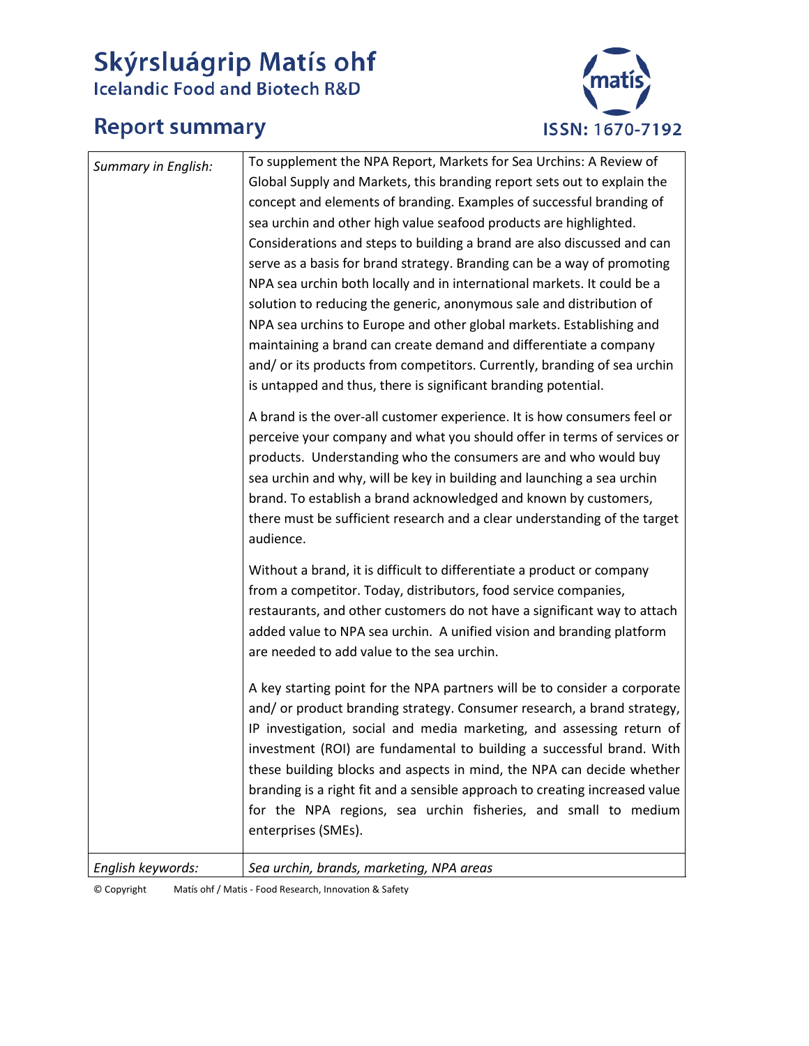# Skýrsluágrip Matís ohf

Icelandic Food and Biotech R&D

## Report summary

ISSN: 1670-7192

| | |
|---|---|
| *Summary in English:* | To supplement the NPA Report, Markets for Sea Urchins: A Review of Global Supply and Markets, this branding report sets out to explain the concept and elements of branding. Examples of successful branding of sea urchin and other high value seafood products are highlighted. Considerations and steps to building a brand are also discussed and can serve as a basis for brand strategy. Branding can be a way of promoting NPA sea urchin both locally and in international markets. It could be a solution to reducing the generic, anonymous sale and distribution of NPA sea urchins to Europe and other global markets. Establishing and maintaining a brand can create demand and differentiate a company and/ or its products from competitors. Currently, branding of sea urchin is untapped and thus, there is significant branding potential.<br><br>A brand is the over-all customer experience. It is how consumers feel or perceive your company and what you should offer in terms of services or products. Understanding who the consumers are and who would buy sea urchin and why, will be key in building and launching a sea urchin brand. To establish a brand acknowledged and known by customers, there must be sufficient research and a clear understanding of the target audience.<br><br>Without a brand, it is difficult to differentiate a product or company from a competitor. Today, distributors, food service companies, restaurants, and other customers do not have a significant way to attach added value to NPA sea urchin. A unified vision and branding platform are needed to add value to the sea urchin.<br><br>A key starting point for the NPA partners will be to consider a corporate and/ or product branding strategy. Consumer research, a brand strategy, IP investigation, social and media marketing, and assessing return of investment (ROI) are fundamental to building a successful brand. With these building blocks and aspects in mind, the NPA can decide whether branding is a right fit and a sensible approach to creating increased value for the NPA regions, sea urchin fisheries, and small to medium enterprises (SMEs). |
| *English keywords:* | *Sea urchin, brands, marketing, NPA areas* |

© Copyright Matís ohf / Matis - Food Research, Innovation & Safety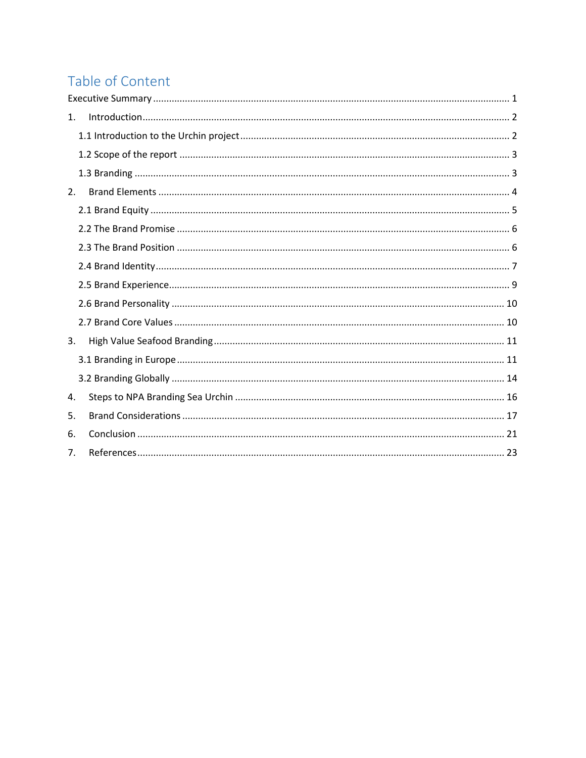# Table of Content

Executive Summary ........................................................................................................................ 1

1. Introduction ............................................................................................................................. 2

   1.1 Introduction to the Urchin project ..................................................................................... 2

   1.2 Scope of the report ............................................................................................................ 3

   1.3 Branding ............................................................................................................................ 3

2. Brand Elements ........................................................................................................................ 4

   2.1 Brand Equity ...................................................................................................................... 5

   2.2 The Brand Promise ............................................................................................................ 6

   2.3 The Brand Position ............................................................................................................ 6

   2.4 Brand Identity .................................................................................................................... 7

   2.5 Brand Experience ............................................................................................................... 9

   2.6 Brand Personality ............................................................................................................ 10

   2.7 Brand Core Values ........................................................................................................... 10

3. High Value Seafood Branding ................................................................................................ 11

   3.1 Branding in Europe .......................................................................................................... 11

   3.2 Branding Globally ............................................................................................................ 14

4. Steps to NPA Branding Sea Urchin ........................................................................................ 16

5. Brand Considerations ............................................................................................................ 17

6. Conclusion ............................................................................................................................. 21

7. References ............................................................................................................................. 23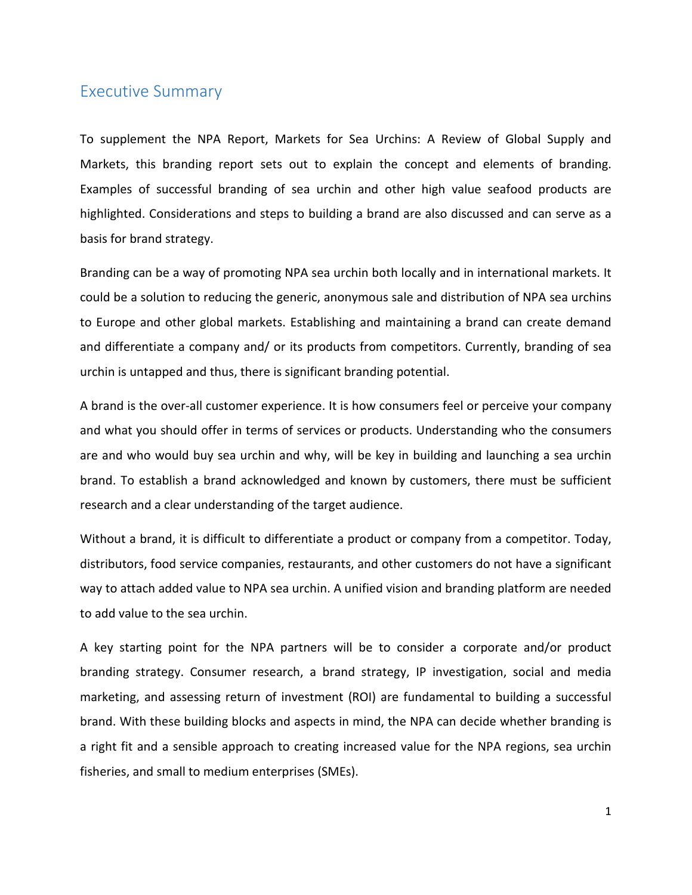## Executive Summary

To supplement the NPA Report, Markets for Sea Urchins: A Review of Global Supply and Markets, this branding report sets out to explain the concept and elements of branding. Examples of successful branding of sea urchin and other high value seafood products are highlighted. Considerations and steps to building a brand are also discussed and can serve as a basis for brand strategy.

Branding can be a way of promoting NPA sea urchin both locally and in international markets. It could be a solution to reducing the generic, anonymous sale and distribution of NPA sea urchins to Europe and other global markets. Establishing and maintaining a brand can create demand and differentiate a company and/ or its products from competitors. Currently, branding of sea urchin is untapped and thus, there is significant branding potential.

A brand is the over-all customer experience. It is how consumers feel or perceive your company and what you should offer in terms of services or products. Understanding who the consumers are and who would buy sea urchin and why, will be key in building and launching a sea urchin brand. To establish a brand acknowledged and known by customers, there must be sufficient research and a clear understanding of the target audience.

Without a brand, it is difficult to differentiate a product or company from a competitor. Today, distributors, food service companies, restaurants, and other customers do not have a significant way to attach added value to NPA sea urchin. A unified vision and branding platform are needed to add value to the sea urchin.

A key starting point for the NPA partners will be to consider a corporate and/or product branding strategy. Consumer research, a brand strategy, IP investigation, social and media marketing, and assessing return of investment (ROI) are fundamental to building a successful brand. With these building blocks and aspects in mind, the NPA can decide whether branding is a right fit and a sensible approach to creating increased value for the NPA regions, sea urchin fisheries, and small to medium enterprises (SMEs).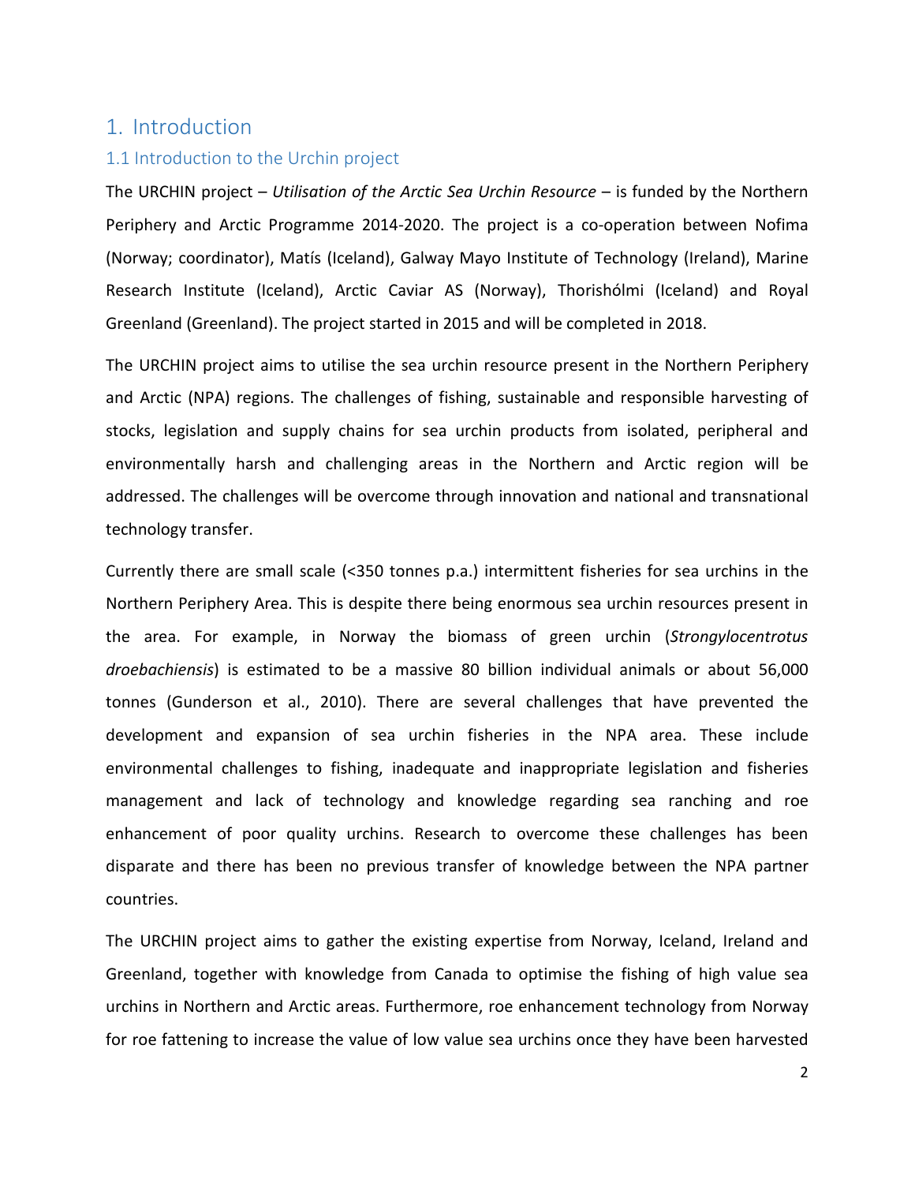# 1. Introduction

## 1.1 Introduction to the Urchin project

The URCHIN project – *Utilisation of the Arctic Sea Urchin Resource* – is funded by the Northern Periphery and Arctic Programme 2014-2020. The project is a co-operation between Nofima (Norway; coordinator), Matís (Iceland), Galway Mayo Institute of Technology (Ireland), Marine Research Institute (Iceland), Arctic Caviar AS (Norway), Thorishólmi (Iceland) and Royal Greenland (Greenland). The project started in 2015 and will be completed in 2018.

The URCHIN project aims to utilise the sea urchin resource present in the Northern Periphery and Arctic (NPA) regions. The challenges of fishing, sustainable and responsible harvesting of stocks, legislation and supply chains for sea urchin products from isolated, peripheral and environmentally harsh and challenging areas in the Northern and Arctic region will be addressed. The challenges will be overcome through innovation and national and transnational technology transfer.

Currently there are small scale (<350 tonnes p.a.) intermittent fisheries for sea urchins in the Northern Periphery Area. This is despite there being enormous sea urchin resources present in the area. For example, in Norway the biomass of green urchin (*Strongylocentrotus droebachiensis*) is estimated to be a massive 80 billion individual animals or about 56,000 tonnes (Gunderson et al., 2010). There are several challenges that have prevented the development and expansion of sea urchin fisheries in the NPA area. These include environmental challenges to fishing, inadequate and inappropriate legislation and fisheries management and lack of technology and knowledge regarding sea ranching and roe enhancement of poor quality urchins. Research to overcome these challenges has been disparate and there has been no previous transfer of knowledge between the NPA partner countries.

The URCHIN project aims to gather the existing expertise from Norway, Iceland, Ireland and Greenland, together with knowledge from Canada to optimise the fishing of high value sea urchins in Northern and Arctic areas. Furthermore, roe enhancement technology from Norway for roe fattening to increase the value of low value sea urchins once they have been harvested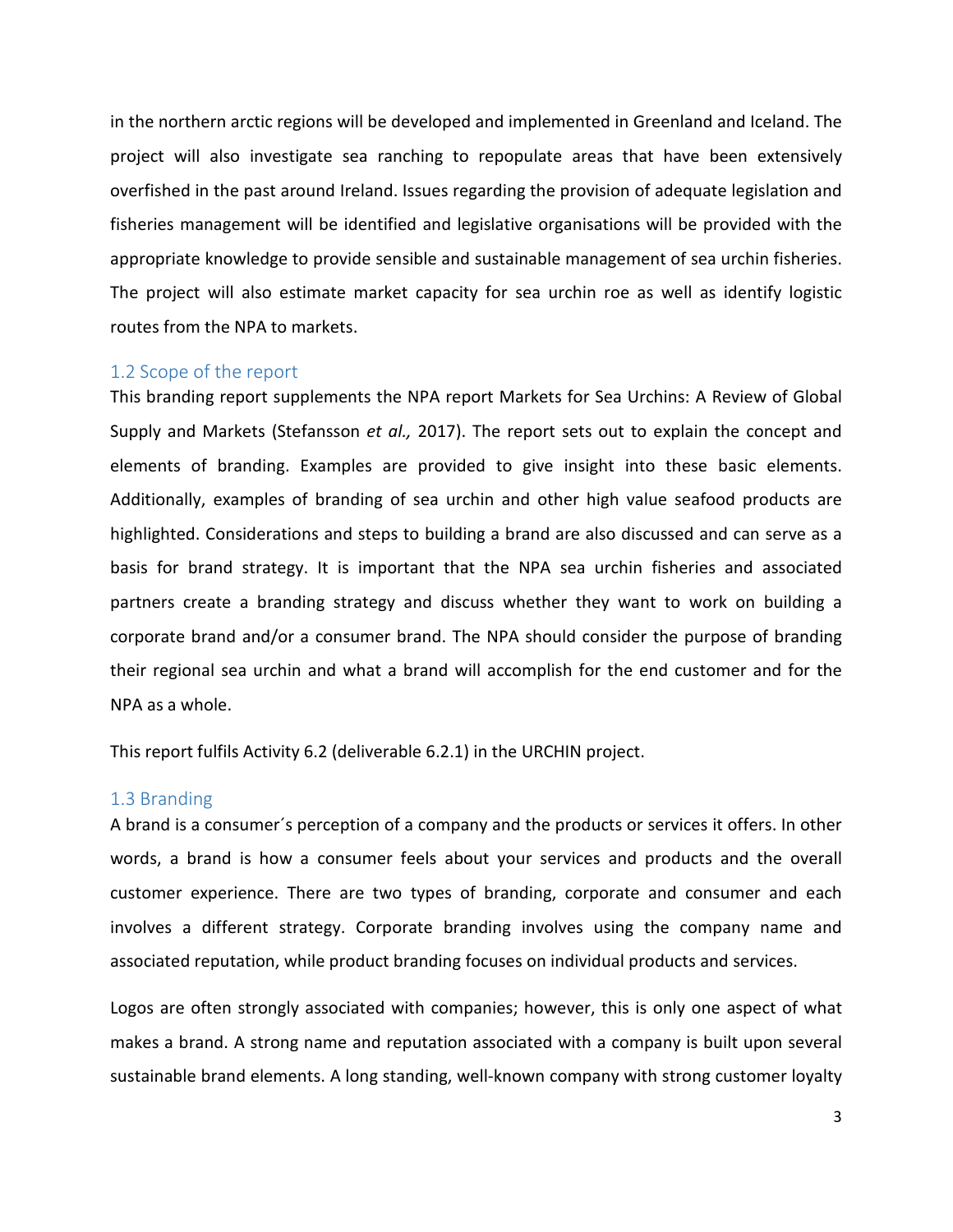in the northern arctic regions will be developed and implemented in Greenland and Iceland. The project will also investigate sea ranching to repopulate areas that have been extensively overfished in the past around Ireland. Issues regarding the provision of adequate legislation and fisheries management will be identified and legislative organisations will be provided with the appropriate knowledge to provide sensible and sustainable management of sea urchin fisheries. The project will also estimate market capacity for sea urchin roe as well as identify logistic routes from the NPA to markets.

## 1.2 Scope of the report

This branding report supplements the NPA report Markets for Sea Urchins: A Review of Global Supply and Markets (Stefansson *et al.,* 2017). The report sets out to explain the concept and elements of branding. Examples are provided to give insight into these basic elements. Additionally, examples of branding of sea urchin and other high value seafood products are highlighted. Considerations and steps to building a brand are also discussed and can serve as a basis for brand strategy. It is important that the NPA sea urchin fisheries and associated partners create a branding strategy and discuss whether they want to work on building a corporate brand and/or a consumer brand. The NPA should consider the purpose of branding their regional sea urchin and what a brand will accomplish for the end customer and for the NPA as a whole.

This report fulfils Activity 6.2 (deliverable 6.2.1) in the URCHIN project.

## 1.3 Branding

A brand is a consumer´s perception of a company and the products or services it offers. In other words, a brand is how a consumer feels about your services and products and the overall customer experience. There are two types of branding, corporate and consumer and each involves a different strategy. Corporate branding involves using the company name and associated reputation, while product branding focuses on individual products and services.

Logos are often strongly associated with companies; however, this is only one aspect of what makes a brand. A strong name and reputation associated with a company is built upon several sustainable brand elements. A long standing, well-known company with strong customer loyalty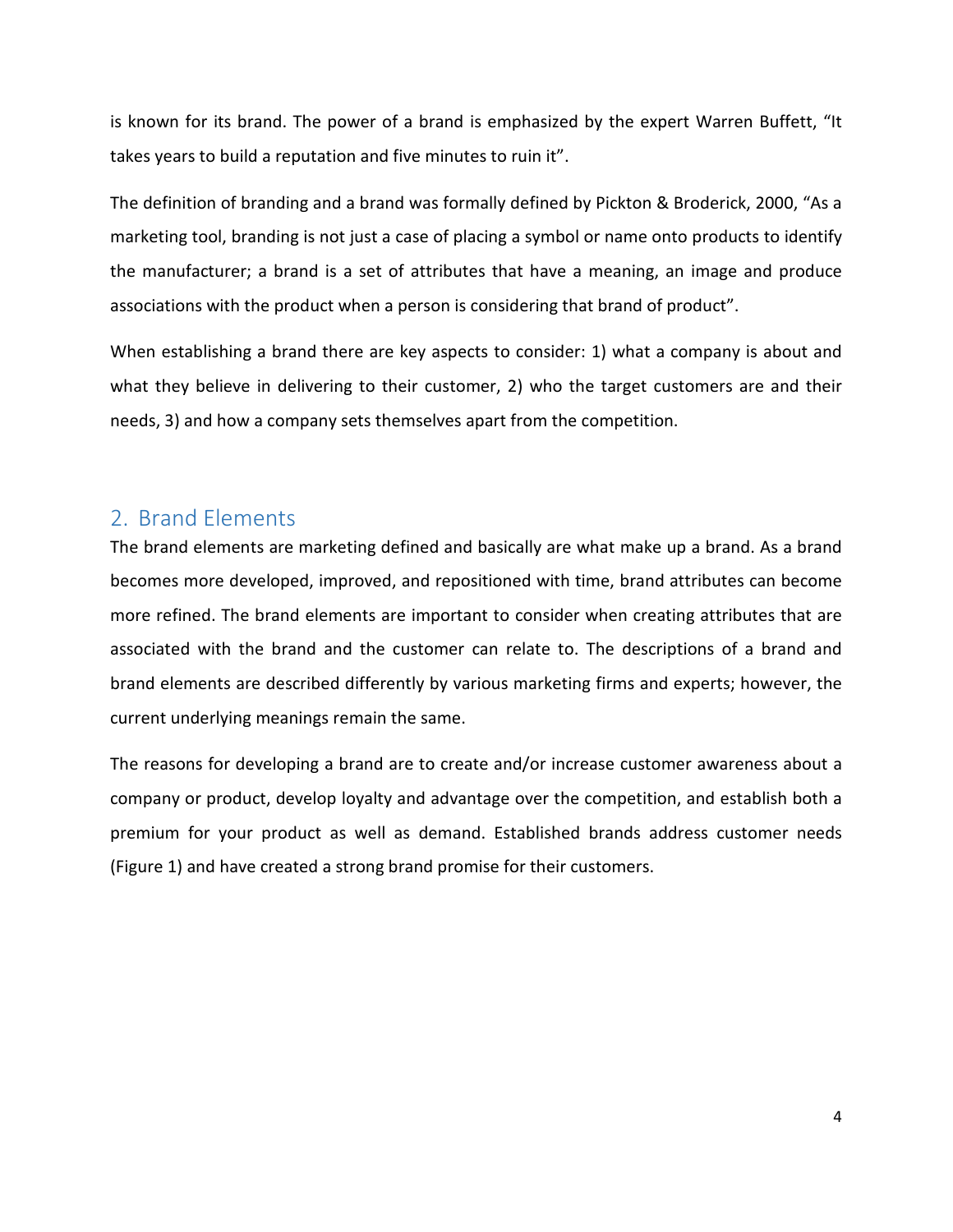is known for its brand. The power of a brand is emphasized by the expert Warren Buffett, "It takes years to build a reputation and five minutes to ruin it".

The definition of branding and a brand was formally defined by Pickton & Broderick, 2000, "As a marketing tool, branding is not just a case of placing a symbol or name onto products to identify the manufacturer; a brand is a set of attributes that have a meaning, an image and produce associations with the product when a person is considering that brand of product".

When establishing a brand there are key aspects to consider: 1) what a company is about and what they believe in delivering to their customer, 2) who the target customers are and their needs, 3) and how a company sets themselves apart from the competition.

## 2. Brand Elements

The brand elements are marketing defined and basically are what make up a brand. As a brand becomes more developed, improved, and repositioned with time, brand attributes can become more refined. The brand elements are important to consider when creating attributes that are associated with the brand and the customer can relate to. The descriptions of a brand and brand elements are described differently by various marketing firms and experts; however, the current underlying meanings remain the same.

The reasons for developing a brand are to create and/or increase customer awareness about a company or product, develop loyalty and advantage over the competition, and establish both a premium for your product as well as demand. Established brands address customer needs (Figure 1) and have created a strong brand promise for their customers.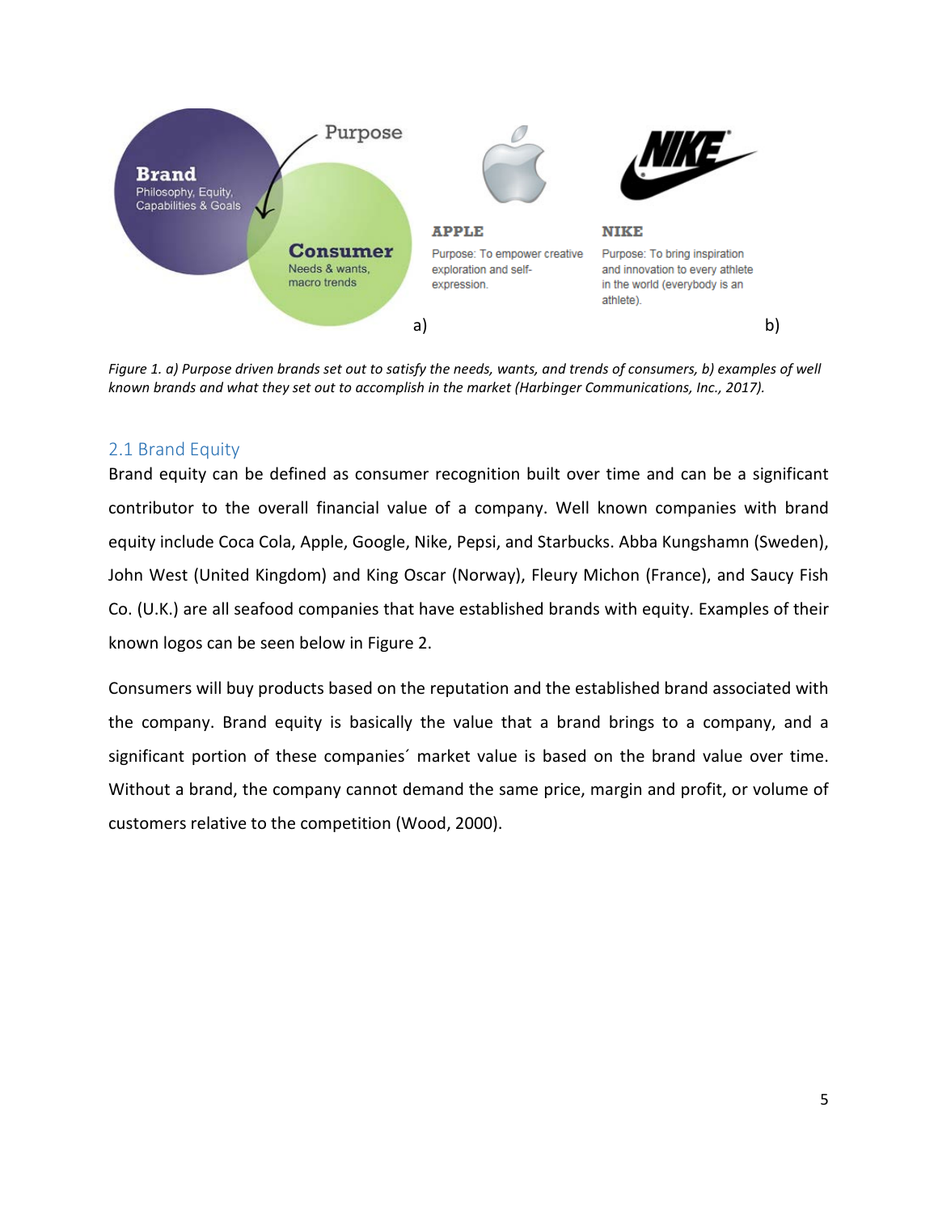*Figure 1. a) Purpose driven brands set out to satisfy the needs, wants, and trends of consumers, b) examples of well known brands and what they set out to accomplish in the market (Harbinger Communications, Inc., 2017).*

## 2.1 Brand Equity

Brand equity can be defined as consumer recognition built over time and can be a significant contributor to the overall financial value of a company. Well known companies with brand equity include Coca Cola, Apple, Google, Nike, Pepsi, and Starbucks. Abba Kungshamn (Sweden), John West (United Kingdom) and King Oscar (Norway), Fleury Michon (France), and Saucy Fish Co. (U.K.) are all seafood companies that have established brands with equity. Examples of their known logos can be seen below in Figure 2.

Consumers will buy products based on the reputation and the established brand associated with the company. Brand equity is basically the value that a brand brings to a company, and a significant portion of these companies´ market value is based on the brand value over time. Without a brand, the company cannot demand the same price, margin and profit, or volume of customers relative to the competition (Wood, 2000).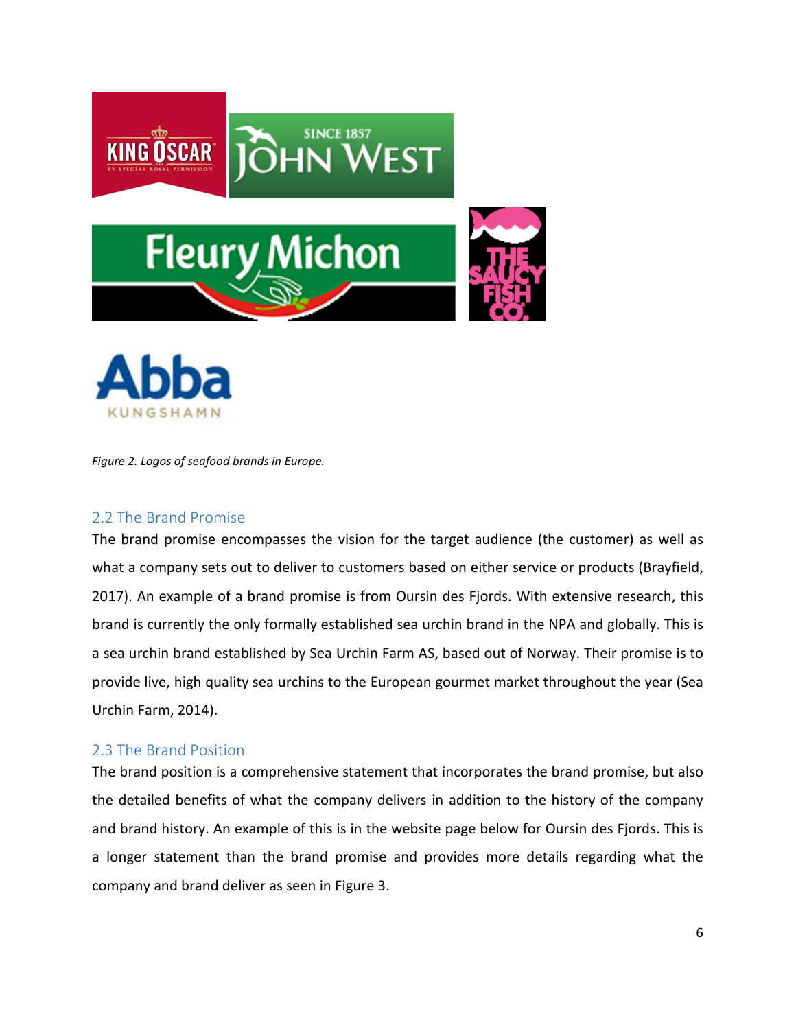*Figure 2. Logos of seafood brands in Europe.*

## 2.2 The Brand Promise

The brand promise encompasses the vision for the target audience (the customer) as well as what a company sets out to deliver to customers based on either service or products (Brayfield, 2017). An example of a brand promise is from Oursin des Fjords. With extensive research, this brand is currently the only formally established sea urchin brand in the NPA and globally. This is a sea urchin brand established by Sea Urchin Farm AS, based out of Norway. Their promise is to provide live, high quality sea urchins to the European gourmet market throughout the year (Sea Urchin Farm, 2014).

## 2.3 The Brand Position

The brand position is a comprehensive statement that incorporates the brand promise, but also the detailed benefits of what the company delivers in addition to the history of the company and brand history. An example of this is in the website page below for Oursin des Fjords. This is a longer statement than the brand promise and provides more details regarding what the company and brand deliver as seen in Figure 3.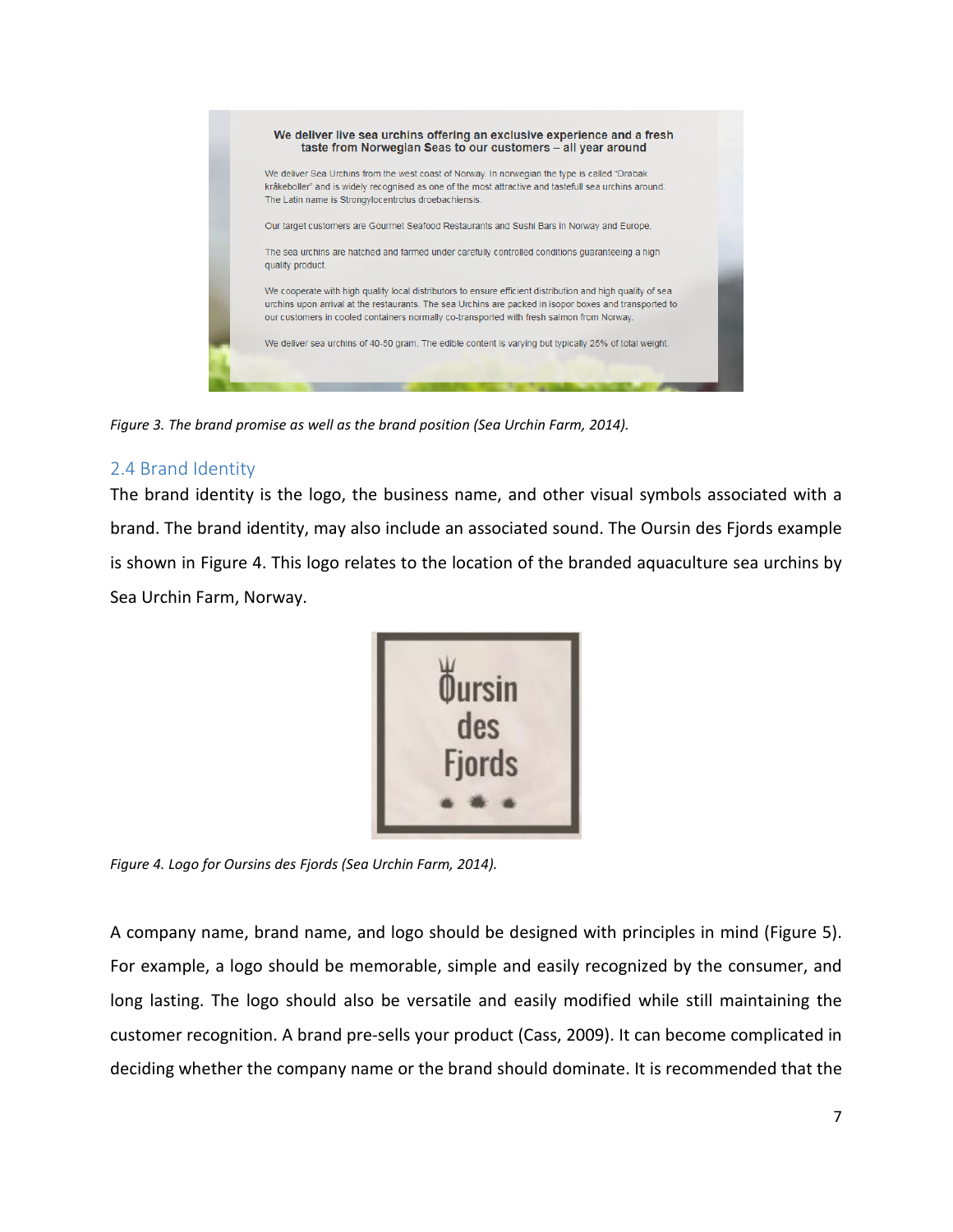We deliver live sea urchins offering an exclusive experience and a fresh taste from Norwegian Seas to our customers – all year around

We deliver Sea Urchins from the west coast of Norway. In norwegian the type is called "Drøbak kråkeboller" and is widely recognised as one of the most attractive and tastefull sea urchins around. The Latin name is Strongylocentrotus droebachiensis.

Our target customers are Gourmet Seafood Restaurants and Sushi Bars in Norway and Europe.

The sea urchins are hatched and farmed under carefully controlled conditions guaranteeing a high quality product.

We cooperate with high quality local distributors to ensure efficient distribution and high quality of sea urchins upon arrival at the restaurants. The sea Urchins are packed in isopor boxes and transported to our customers in cooled containers normally co-transported with fresh salmon from Norway.

We deliver sea urchins of 40-50 gram. The edible content is varying but typically 25% of total weight.

*Figure 3. The brand promise as well as the brand position (Sea Urchin Farm, 2014).*

## 2.4 Brand Identity

The brand identity is the logo, the business name, and other visual symbols associated with a brand. The brand identity, may also include an associated sound. The Oursin des Fjords example is shown in Figure 4. This logo relates to the location of the branded aquaculture sea urchins by Sea Urchin Farm, Norway.

Oursin des Fjords

*Figure 4. Logo for Oursins des Fjords (Sea Urchin Farm, 2014).*

A company name, brand name, and logo should be designed with principles in mind (Figure 5). For example, a logo should be memorable, simple and easily recognized by the consumer, and long lasting. The logo should also be versatile and easily modified while still maintaining the customer recognition. A brand pre-sells your product (Cass, 2009). It can become complicated in deciding whether the company name or the brand should dominate. It is recommended that the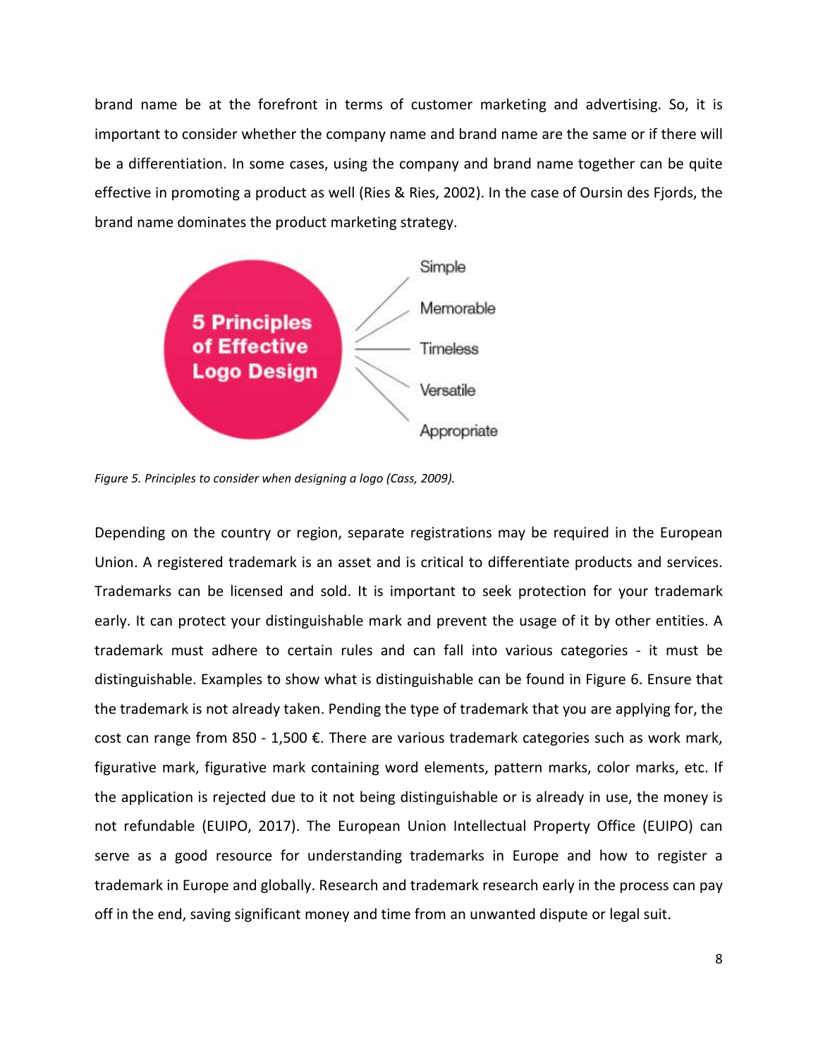brand name be at the forefront in terms of customer marketing and advertising. So, it is important to consider whether the company name and brand name are the same or if there will be a differentiation. In some cases, using the company and brand name together can be quite effective in promoting a product as well (Ries & Ries, 2002). In the case of Oursin des Fjords, the brand name dominates the product marketing strategy.

**5 Principles of Effective Logo Design**

- Simple
- Memorable
- Timeless
- Versatile
- Appropriate

*Figure 5. Principles to consider when designing a logo (Cass, 2009).*

Depending on the country or region, separate registrations may be required in the European Union. A registered trademark is an asset and is critical to differentiate products and services. Trademarks can be licensed and sold. It is important to seek protection for your trademark early. It can protect your distinguishable mark and prevent the usage of it by other entities. A trademark must adhere to certain rules and can fall into various categories - it must be distinguishable. Examples to show what is distinguishable can be found in Figure 6. Ensure that the trademark is not already taken. Pending the type of trademark that you are applying for, the cost can range from 850 - 1,500 €. There are various trademark categories such as work mark, figurative mark, figurative mark containing word elements, pattern marks, color marks, etc. If the application is rejected due to it not being distinguishable or is already in use, the money is not refundable (EUIPO, 2017). The European Union Intellectual Property Office (EUIPO) can serve as a good resource for understanding trademarks in Europe and how to register a trademark in Europe and globally. Research and trademark research early in the process can pay off in the end, saving significant money and time from an unwanted dispute or legal suit.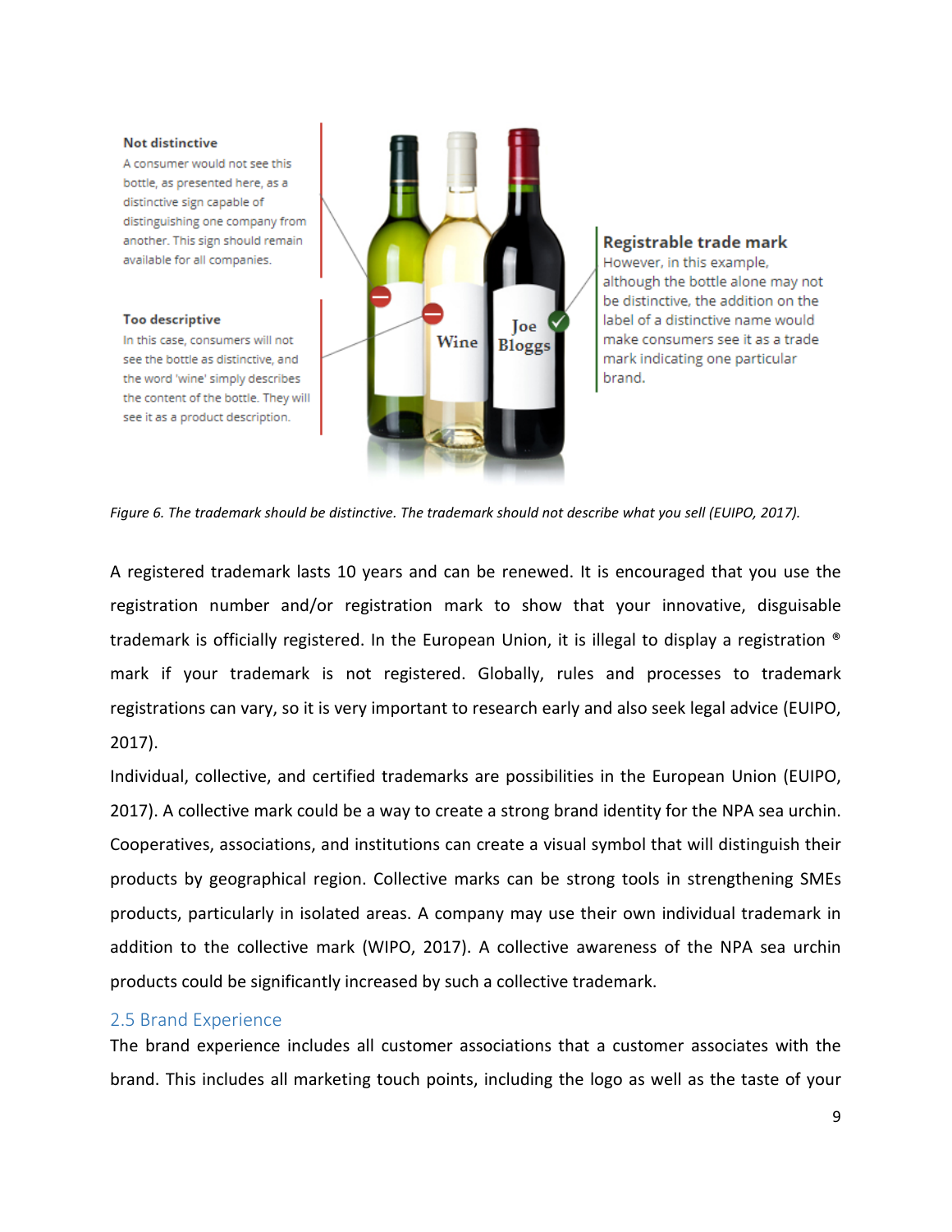Not distinctive

A consumer would not see this bottle, as presented here, as a distinctive sign capable of distinguishing one company from another. This sign should remain available for all companies.

Too descriptive

In this case, consumers will not see the bottle as distinctive, and the word 'wine' simply describes the content of the bottle. They will see it as a product description.

Wine

Joe Bloggs

Registrable trade mark

However, in this example, although the bottle alone may not be distinctive, the addition on the label of a distinctive name would make consumers see it as a trade mark indicating one particular brand.

*Figure 6. The trademark should be distinctive. The trademark should not describe what you sell (EUIPO, 2017).*

A registered trademark lasts 10 years and can be renewed. It is encouraged that you use the registration number and/or registration mark to show that your innovative, disguisable trademark is officially registered. In the European Union, it is illegal to display a registration ® mark if your trademark is not registered. Globally, rules and processes to trademark registrations can vary, so it is very important to research early and also seek legal advice (EUIPO, 2017).

Individual, collective, and certified trademarks are possibilities in the European Union (EUIPO, 2017). A collective mark could be a way to create a strong brand identity for the NPA sea urchin. Cooperatives, associations, and institutions can create a visual symbol that will distinguish their products by geographical region. Collective marks can be strong tools in strengthening SMEs products, particularly in isolated areas. A company may use their own individual trademark in addition to the collective mark (WIPO, 2017). A collective awareness of the NPA sea urchin products could be significantly increased by such a collective trademark.

## 2.5 Brand Experience

The brand experience includes all customer associations that a customer associates with the brand. This includes all marketing touch points, including the logo as well as the taste of your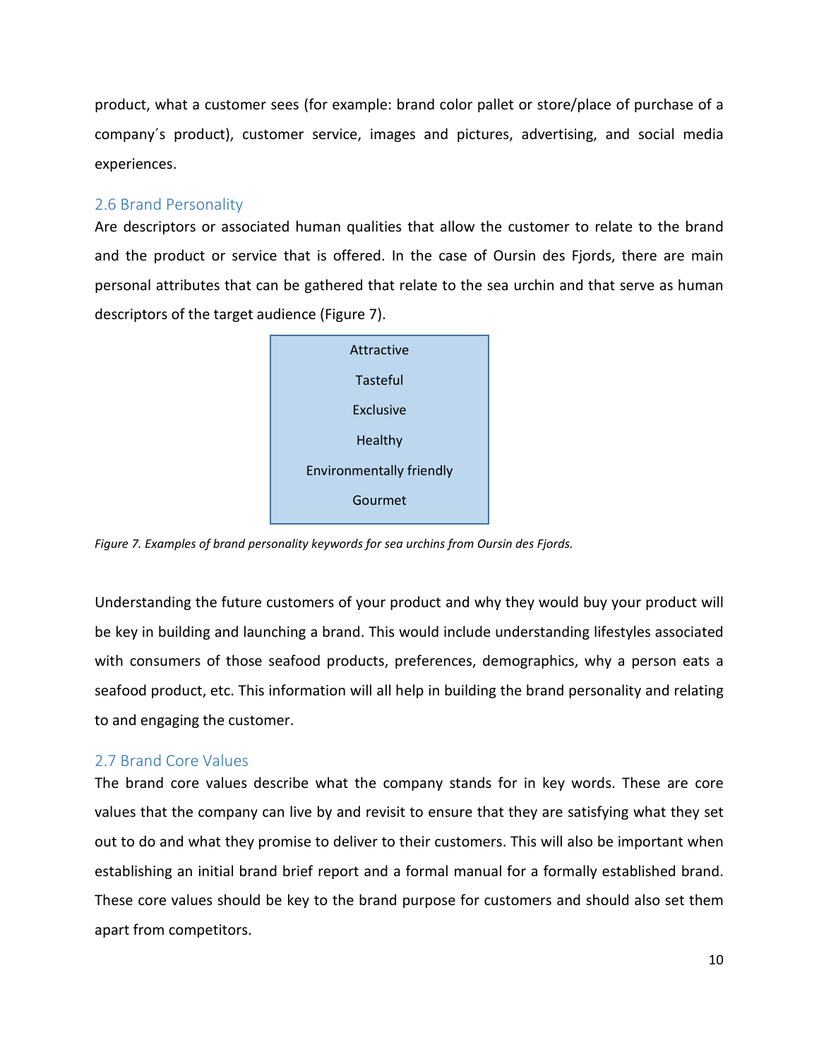product, what a customer sees (for example: brand color pallet or store/place of purchase of a company´s product), customer service, images and pictures, advertising, and social media experiences.

## 2.6 Brand Personality

Are descriptors or associated human qualities that allow the customer to relate to the brand and the product or service that is offered. In the case of Oursin des Fjords, there are main personal attributes that can be gathered that relate to the sea urchin and that serve as human descriptors of the target audience (Figure 7).

| Attractive |
| --- |
| Tasteful |
| Exclusive |
| Healthy |
| Environmentally friendly |
| Gourmet |

*Figure 7. Examples of brand personality keywords for sea urchins from Oursin des Fjords.*

Understanding the future customers of your product and why they would buy your product will be key in building and launching a brand. This would include understanding lifestyles associated with consumers of those seafood products, preferences, demographics, why a person eats a seafood product, etc. This information will all help in building the brand personality and relating to and engaging the customer.

## 2.7 Brand Core Values

The brand core values describe what the company stands for in key words. These are core values that the company can live by and revisit to ensure that they are satisfying what they set out to do and what they promise to deliver to their customers. This will also be important when establishing an initial brand brief report and a formal manual for a formally established brand. These core values should be key to the brand purpose for customers and should also set them apart from competitors.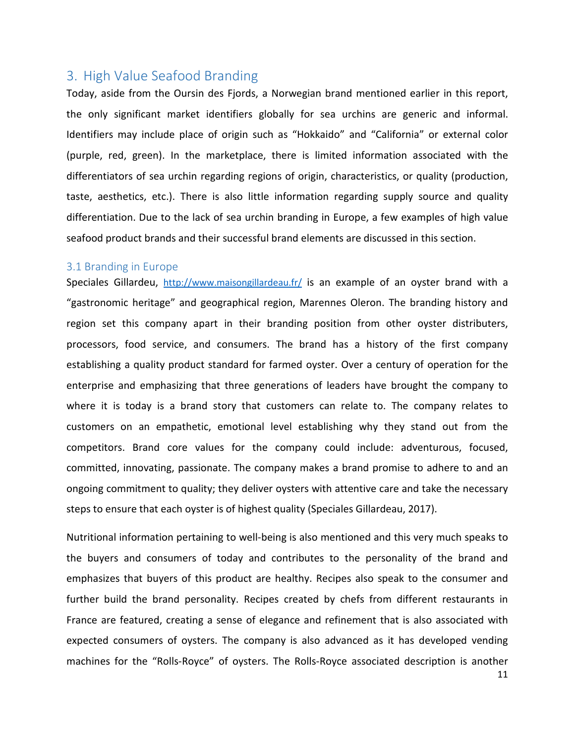## 3. High Value Seafood Branding

Today, aside from the Oursin des Fjords, a Norwegian brand mentioned earlier in this report, the only significant market identifiers globally for sea urchins are generic and informal. Identifiers may include place of origin such as "Hokkaido" and "California" or external color (purple, red, green). In the marketplace, there is limited information associated with the differentiators of sea urchin regarding regions of origin, characteristics, or quality (production, taste, aesthetics, etc.). There is also little information regarding supply source and quality differentiation. Due to the lack of sea urchin branding in Europe, a few examples of high value seafood product brands and their successful brand elements are discussed in this section.

### 3.1 Branding in Europe

Speciales Gillardeu, http://www.maisongillardeau.fr/ is an example of an oyster brand with a "gastronomic heritage" and geographical region, Marennes Oleron. The branding history and region set this company apart in their branding position from other oyster distributers, processors, food service, and consumers. The brand has a history of the first company establishing a quality product standard for farmed oyster. Over a century of operation for the enterprise and emphasizing that three generations of leaders have brought the company to where it is today is a brand story that customers can relate to. The company relates to customers on an empathetic, emotional level establishing why they stand out from the competitors. Brand core values for the company could include: adventurous, focused, committed, innovating, passionate. The company makes a brand promise to adhere to and an ongoing commitment to quality; they deliver oysters with attentive care and take the necessary steps to ensure that each oyster is of highest quality (Speciales Gillardeau, 2017).

Nutritional information pertaining to well-being is also mentioned and this very much speaks to the buyers and consumers of today and contributes to the personality of the brand and emphasizes that buyers of this product are healthy. Recipes also speak to the consumer and further build the brand personality. Recipes created by chefs from different restaurants in France are featured, creating a sense of elegance and refinement that is also associated with expected consumers of oysters. The company is also advanced as it has developed vending machines for the "Rolls-Royce" of oysters. The Rolls-Royce associated description is another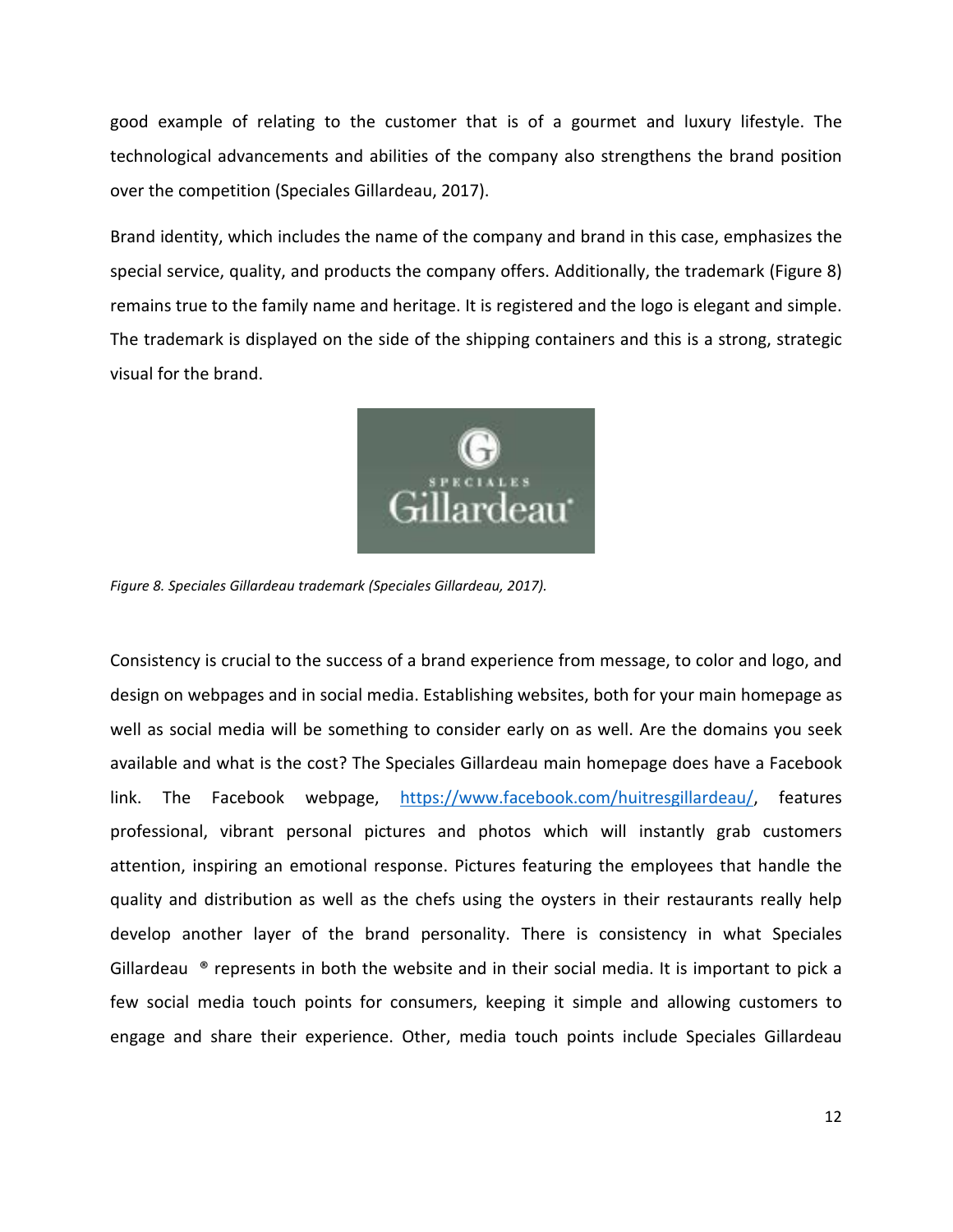good example of relating to the customer that is of a gourmet and luxury lifestyle. The technological advancements and abilities of the company also strengthens the brand position over the competition (Speciales Gillardeau, 2017).

Brand identity, which includes the name of the company and brand in this case, emphasizes the special service, quality, and products the company offers. Additionally, the trademark (Figure 8) remains true to the family name and heritage. It is registered and the logo is elegant and simple. The trademark is displayed on the side of the shipping containers and this is a strong, strategic visual for the brand.

*Figure 8. Speciales Gillardeau trademark (Speciales Gillardeau, 2017).*

Consistency is crucial to the success of a brand experience from message, to color and logo, and design on webpages and in social media. Establishing websites, both for your main homepage as well as social media will be something to consider early on as well. Are the domains you seek available and what is the cost? The Speciales Gillardeau main homepage does have a Facebook link. The Facebook webpage, https://www.facebook.com/huitresgillardeau/, features professional, vibrant personal pictures and photos which will instantly grab customers attention, inspiring an emotional response. Pictures featuring the employees that handle the quality and distribution as well as the chefs using the oysters in their restaurants really help develop another layer of the brand personality. There is consistency in what Speciales Gillardeau ® represents in both the website and in their social media. It is important to pick a few social media touch points for consumers, keeping it simple and allowing customers to engage and share their experience. Other, media touch points include Speciales Gillardeau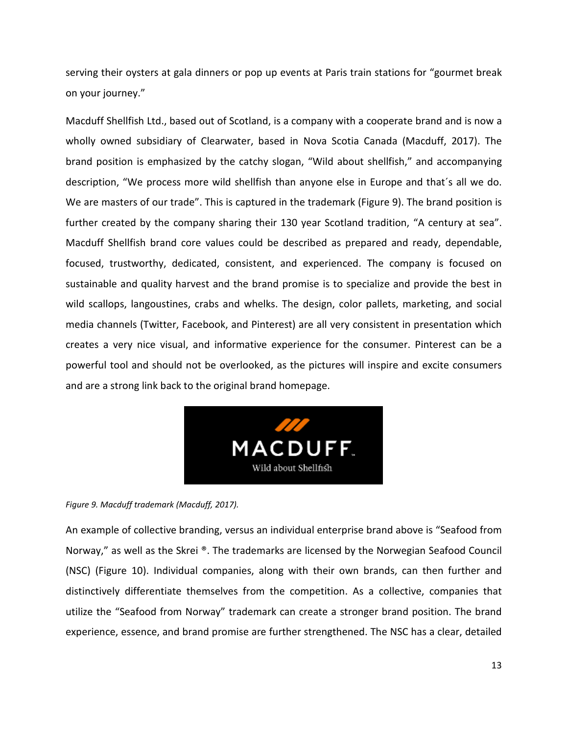serving their oysters at gala dinners or pop up events at Paris train stations for “gourmet break on your journey.”

Macduff Shellfish Ltd., based out of Scotland, is a company with a cooperate brand and is now a wholly owned subsidiary of Clearwater, based in Nova Scotia Canada (Macduff, 2017). The brand position is emphasized by the catchy slogan, “Wild about shellfish,” and accompanying description, “We process more wild shellfish than anyone else in Europe and that´s all we do. We are masters of our trade”. This is captured in the trademark (Figure 9). The brand position is further created by the company sharing their 130 year Scotland tradition, “A century at sea”. Macduff Shellfish brand core values could be described as prepared and ready, dependable, focused, trustworthy, dedicated, consistent, and experienced. The company is focused on sustainable and quality harvest and the brand promise is to specialize and provide the best in wild scallops, langoustines, crabs and whelks. The design, color pallets, marketing, and social media channels (Twitter, Facebook, and Pinterest) are all very consistent in presentation which creates a very nice visual, and informative experience for the consumer. Pinterest can be a powerful tool and should not be overlooked, as the pictures will inspire and excite consumers and are a strong link back to the original brand homepage.

*Figure 9. Macduff trademark (Macduff, 2017).*

An example of collective branding, versus an individual enterprise brand above is “Seafood from Norway,” as well as the Skrei ®. The trademarks are licensed by the Norwegian Seafood Council (NSC) (Figure 10). Individual companies, along with their own brands, can then further and distinctively differentiate themselves from the competition. As a collective, companies that utilize the “Seafood from Norway” trademark can create a stronger brand position. The brand experience, essence, and brand promise are further strengthened. The NSC has a clear, detailed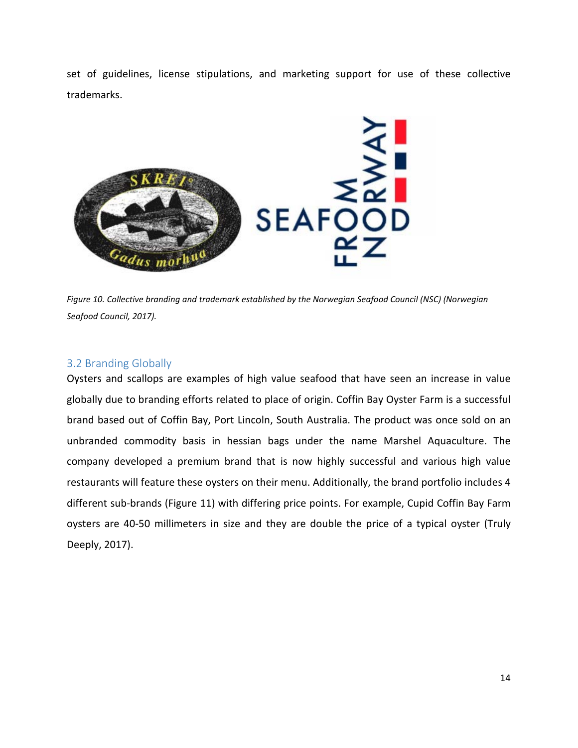set of guidelines, license stipulations, and marketing support for use of these collective trademarks.

*Figure 10. Collective branding and trademark established by the Norwegian Seafood Council (NSC) (Norwegian Seafood Council, 2017).*

## 3.2 Branding Globally

Oysters and scallops are examples of high value seafood that have seen an increase in value globally due to branding efforts related to place of origin. Coffin Bay Oyster Farm is a successful brand based out of Coffin Bay, Port Lincoln, South Australia. The product was once sold on an unbranded commodity basis in hessian bags under the name Marshel Aquaculture. The company developed a premium brand that is now highly successful and various high value restaurants will feature these oysters on their menu. Additionally, the brand portfolio includes 4 different sub-brands (Figure 11) with differing price points. For example, Cupid Coffin Bay Farm oysters are 40-50 millimeters in size and they are double the price of a typical oyster (Truly Deeply, 2017).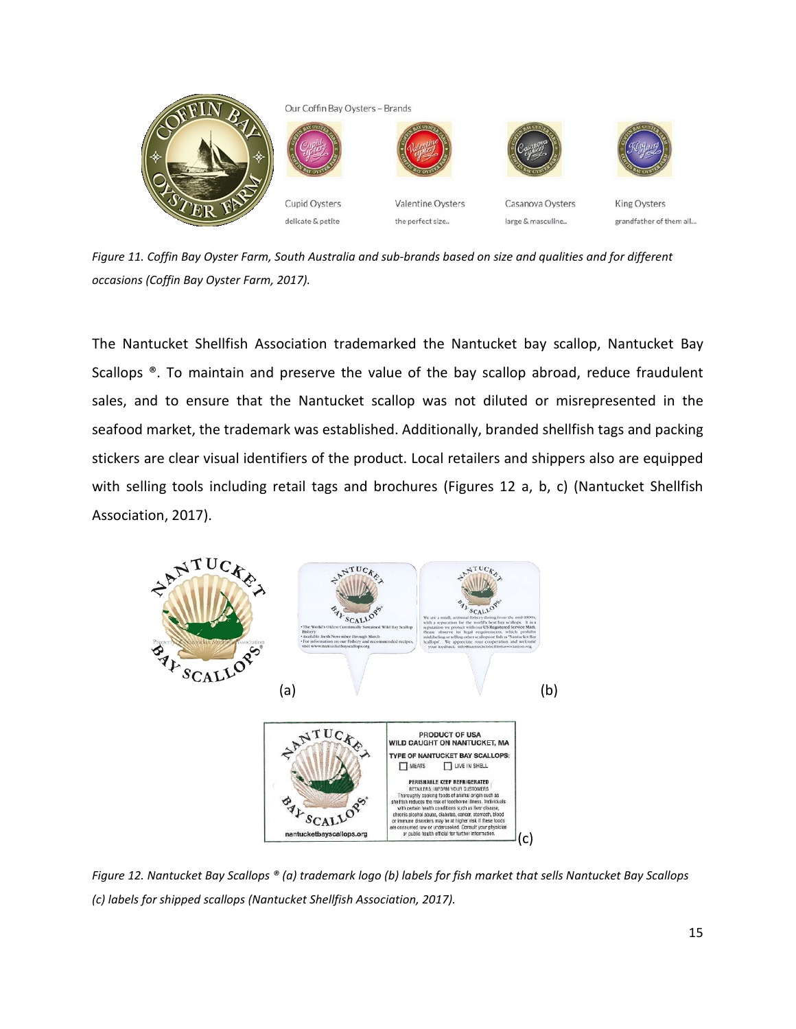*Figure 11. Coffin Bay Oyster Farm, South Australia and sub-brands based on size and qualities and for different occasions (Coffin Bay Oyster Farm, 2017).*

The Nantucket Shellfish Association trademarked the Nantucket bay scallop, Nantucket Bay Scallops ®. To maintain and preserve the value of the bay scallop abroad, reduce fraudulent sales, and to ensure that the Nantucket scallop was not diluted or misrepresented in the seafood market, the trademark was established. Additionally, branded shellfish tags and packing stickers are clear visual identifiers of the product. Local retailers and shippers also are equipped with selling tools including retail tags and brochures (Figures 12 a, b, c) (Nantucket Shellfish Association, 2017).

*Figure 12. Nantucket Bay Scallops ® (a) trademark logo (b) labels for fish market that sells Nantucket Bay Scallops (c) labels for shipped scallops (Nantucket Shellfish Association, 2017).*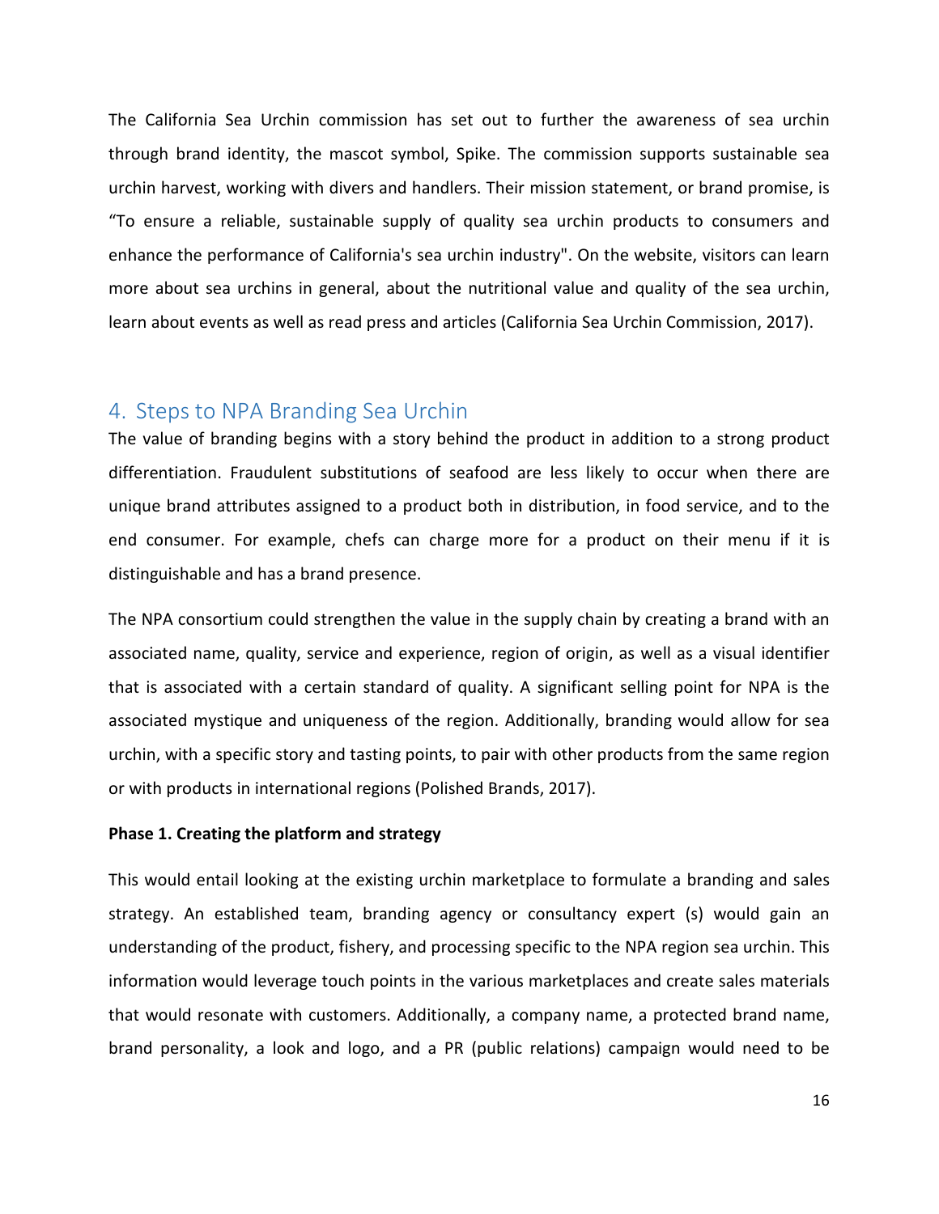The California Sea Urchin commission has set out to further the awareness of sea urchin through brand identity, the mascot symbol, Spike. The commission supports sustainable sea urchin harvest, working with divers and handlers. Their mission statement, or brand promise, is "To ensure a reliable, sustainable supply of quality sea urchin products to consumers and enhance the performance of California's sea urchin industry". On the website, visitors can learn more about sea urchins in general, about the nutritional value and quality of the sea urchin, learn about events as well as read press and articles (California Sea Urchin Commission, 2017).

## 4. Steps to NPA Branding Sea Urchin

The value of branding begins with a story behind the product in addition to a strong product differentiation. Fraudulent substitutions of seafood are less likely to occur when there are unique brand attributes assigned to a product both in distribution, in food service, and to the end consumer. For example, chefs can charge more for a product on their menu if it is distinguishable and has a brand presence.

The NPA consortium could strengthen the value in the supply chain by creating a brand with an associated name, quality, service and experience, region of origin, as well as a visual identifier that is associated with a certain standard of quality. A significant selling point for NPA is the associated mystique and uniqueness of the region. Additionally, branding would allow for sea urchin, with a specific story and tasting points, to pair with other products from the same region or with products in international regions (Polished Brands, 2017).

**Phase 1. Creating the platform and strategy**

This would entail looking at the existing urchin marketplace to formulate a branding and sales strategy. An established team, branding agency or consultancy expert (s) would gain an understanding of the product, fishery, and processing specific to the NPA region sea urchin. This information would leverage touch points in the various marketplaces and create sales materials that would resonate with customers. Additionally, a company name, a protected brand name, brand personality, a look and logo, and a PR (public relations) campaign would need to be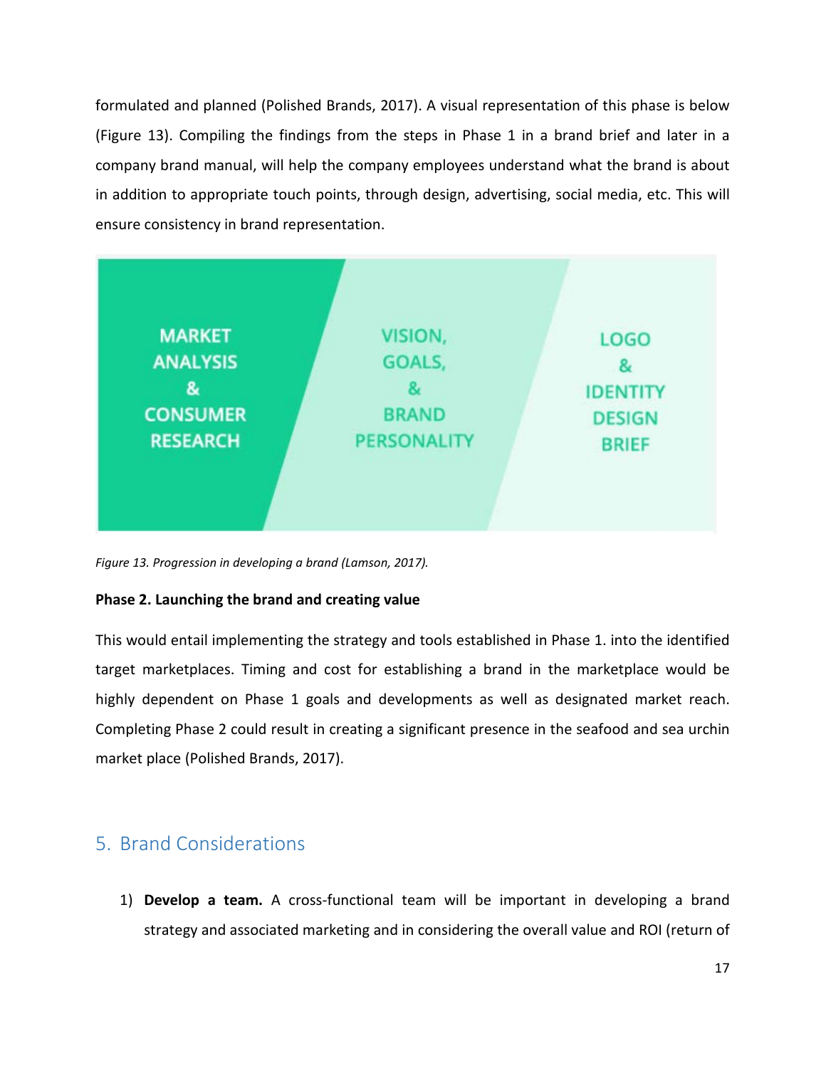formulated and planned (Polished Brands, 2017). A visual representation of this phase is below (Figure 13). Compiling the findings from the steps in Phase 1 in a brand brief and later in a company brand manual, will help the company employees understand what the brand is about in addition to appropriate touch points, through design, advertising, social media, etc. This will ensure consistency in brand representation.

MARKET ANALYSIS & CONSUMER RESEARCH | VISION, GOALS, & BRAND PERSONALITY | LOGO & IDENTITY DESIGN BRIEF

*Figure 13. Progression in developing a brand (Lamson, 2017).*

**Phase 2. Launching the brand and creating value**

This would entail implementing the strategy and tools established in Phase 1. into the identified target marketplaces. Timing and cost for establishing a brand in the marketplace would be highly dependent on Phase 1 goals and developments as well as designated market reach. Completing Phase 2 could result in creating a significant presence in the seafood and sea urchin market place (Polished Brands, 2017).

## 5. Brand Considerations

1) **Develop a team.** A cross-functional team will be important in developing a brand strategy and associated marketing and in considering the overall value and ROI (return of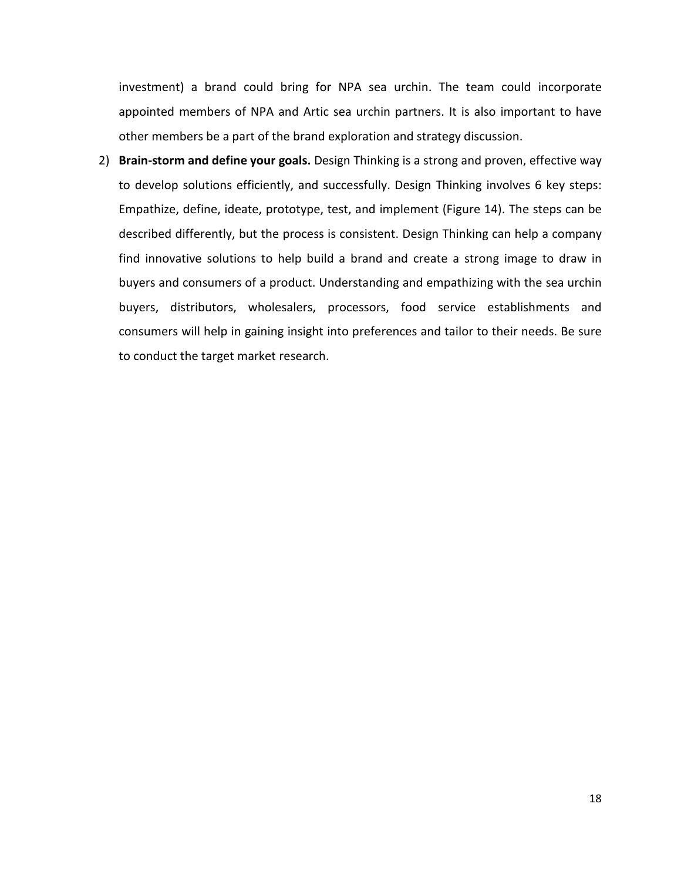investment) a brand could bring for NPA sea urchin. The team could incorporate appointed members of NPA and Artic sea urchin partners. It is also important to have other members be a part of the brand exploration and strategy discussion.

2) **Brain-storm and define your goals.** Design Thinking is a strong and proven, effective way to develop solutions efficiently, and successfully. Design Thinking involves 6 key steps: Empathize, define, ideate, prototype, test, and implement (Figure 14). The steps can be described differently, but the process is consistent. Design Thinking can help a company find innovative solutions to help build a brand and create a strong image to draw in buyers and consumers of a product. Understanding and empathizing with the sea urchin buyers, distributors, wholesalers, processors, food service establishments and consumers will help in gaining insight into preferences and tailor to their needs. Be sure to conduct the target market research.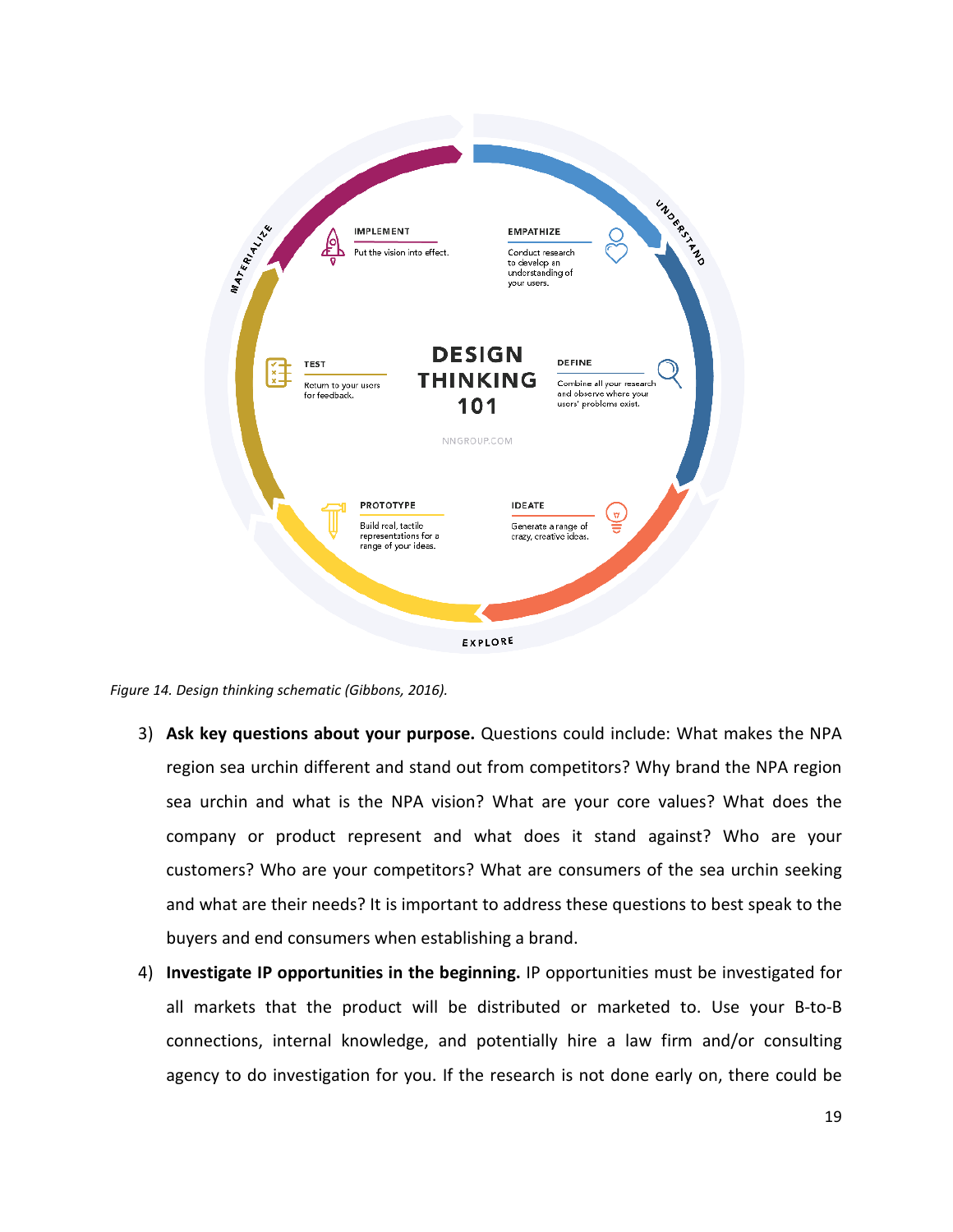*Figure 14. Design thinking schematic (Gibbons, 2016).*

3) **Ask key questions about your purpose.** Questions could include: What makes the NPA region sea urchin different and stand out from competitors? Why brand the NPA region sea urchin and what is the NPA vision? What are your core values? What does the company or product represent and what does it stand against? Who are your customers? Who are your competitors? What are consumers of the sea urchin seeking and what are their needs? It is important to address these questions to best speak to the buyers and end consumers when establishing a brand.

4) **Investigate IP opportunities in the beginning.** IP opportunities must be investigated for all markets that the product will be distributed or marketed to. Use your B-to-B connections, internal knowledge, and potentially hire a law firm and/or consulting agency to do investigation for you. If the research is not done early on, there could be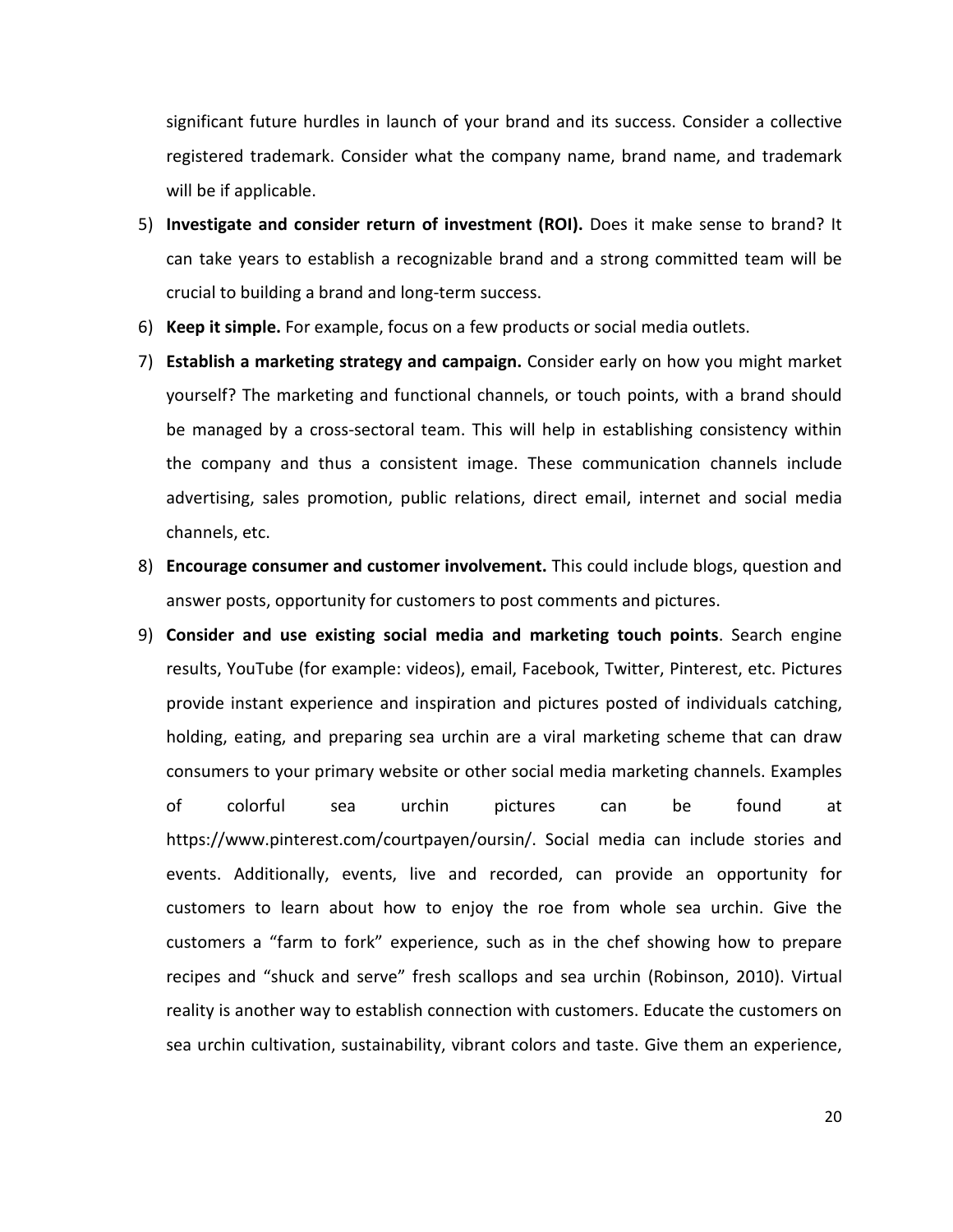significant future hurdles in launch of your brand and its success. Consider a collective registered trademark. Consider what the company name, brand name, and trademark will be if applicable.

5) **Investigate and consider return of investment (ROI).** Does it make sense to brand? It can take years to establish a recognizable brand and a strong committed team will be crucial to building a brand and long-term success.
6) **Keep it simple.** For example, focus on a few products or social media outlets.
7) **Establish a marketing strategy and campaign.** Consider early on how you might market yourself? The marketing and functional channels, or touch points, with a brand should be managed by a cross-sectoral team. This will help in establishing consistency within the company and thus a consistent image. These communication channels include advertising, sales promotion, public relations, direct email, internet and social media channels, etc.
8) **Encourage consumer and customer involvement.** This could include blogs, question and answer posts, opportunity for customers to post comments and pictures.
9) **Consider and use existing social media and marketing touch points**. Search engine results, YouTube (for example: videos), email, Facebook, Twitter, Pinterest, etc. Pictures provide instant experience and inspiration and pictures posted of individuals catching, holding, eating, and preparing sea urchin are a viral marketing scheme that can draw consumers to your primary website or other social media marketing channels. Examples of colorful sea urchin pictures can be found at https://www.pinterest.com/courtpayen/oursin/. Social media can include stories and events. Additionally, events, live and recorded, can provide an opportunity for customers to learn about how to enjoy the roe from whole sea urchin. Give the customers a "farm to fork" experience, such as in the chef showing how to prepare recipes and "shuck and serve" fresh scallops and sea urchin (Robinson, 2010). Virtual reality is another way to establish connection with customers. Educate the customers on sea urchin cultivation, sustainability, vibrant colors and taste. Give them an experience,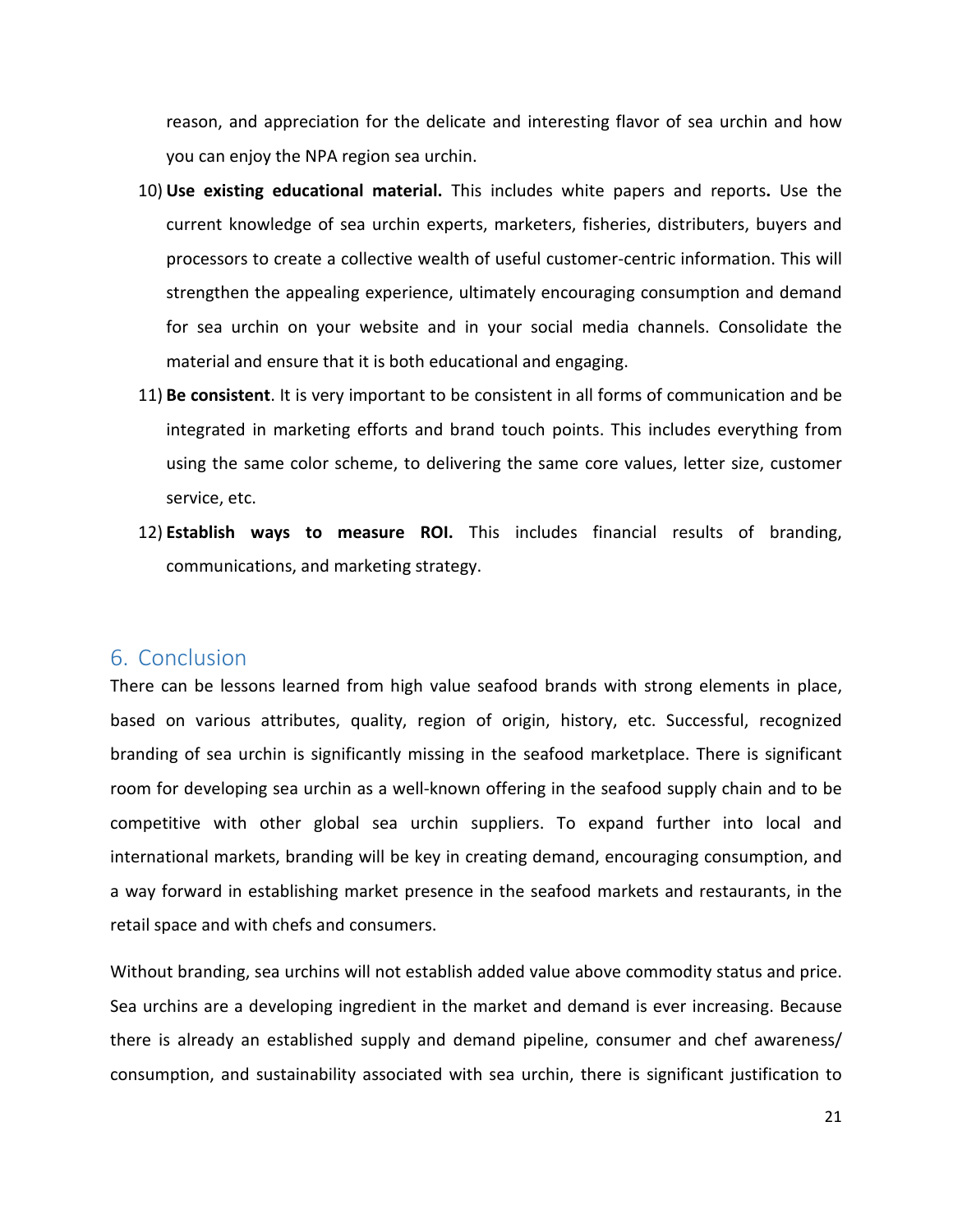reason, and appreciation for the delicate and interesting flavor of sea urchin and how you can enjoy the NPA region sea urchin.

10) **Use existing educational material.** This includes white papers and reports**.** Use the current knowledge of sea urchin experts, marketers, fisheries, distributers, buyers and processors to create a collective wealth of useful customer-centric information. This will strengthen the appealing experience, ultimately encouraging consumption and demand for sea urchin on your website and in your social media channels. Consolidate the material and ensure that it is both educational and engaging.
11) **Be consistent**. It is very important to be consistent in all forms of communication and be integrated in marketing efforts and brand touch points. This includes everything from using the same color scheme, to delivering the same core values, letter size, customer service, etc.
12) **Establish ways to measure ROI.** This includes financial results of branding, communications, and marketing strategy.

## 6. Conclusion

There can be lessons learned from high value seafood brands with strong elements in place, based on various attributes, quality, region of origin, history, etc. Successful, recognized branding of sea urchin is significantly missing in the seafood marketplace. There is significant room for developing sea urchin as a well-known offering in the seafood supply chain and to be competitive with other global sea urchin suppliers. To expand further into local and international markets, branding will be key in creating demand, encouraging consumption, and a way forward in establishing market presence in the seafood markets and restaurants, in the retail space and with chefs and consumers.

Without branding, sea urchins will not establish added value above commodity status and price. Sea urchins are a developing ingredient in the market and demand is ever increasing. Because there is already an established supply and demand pipeline, consumer and chef awareness/ consumption, and sustainability associated with sea urchin, there is significant justification to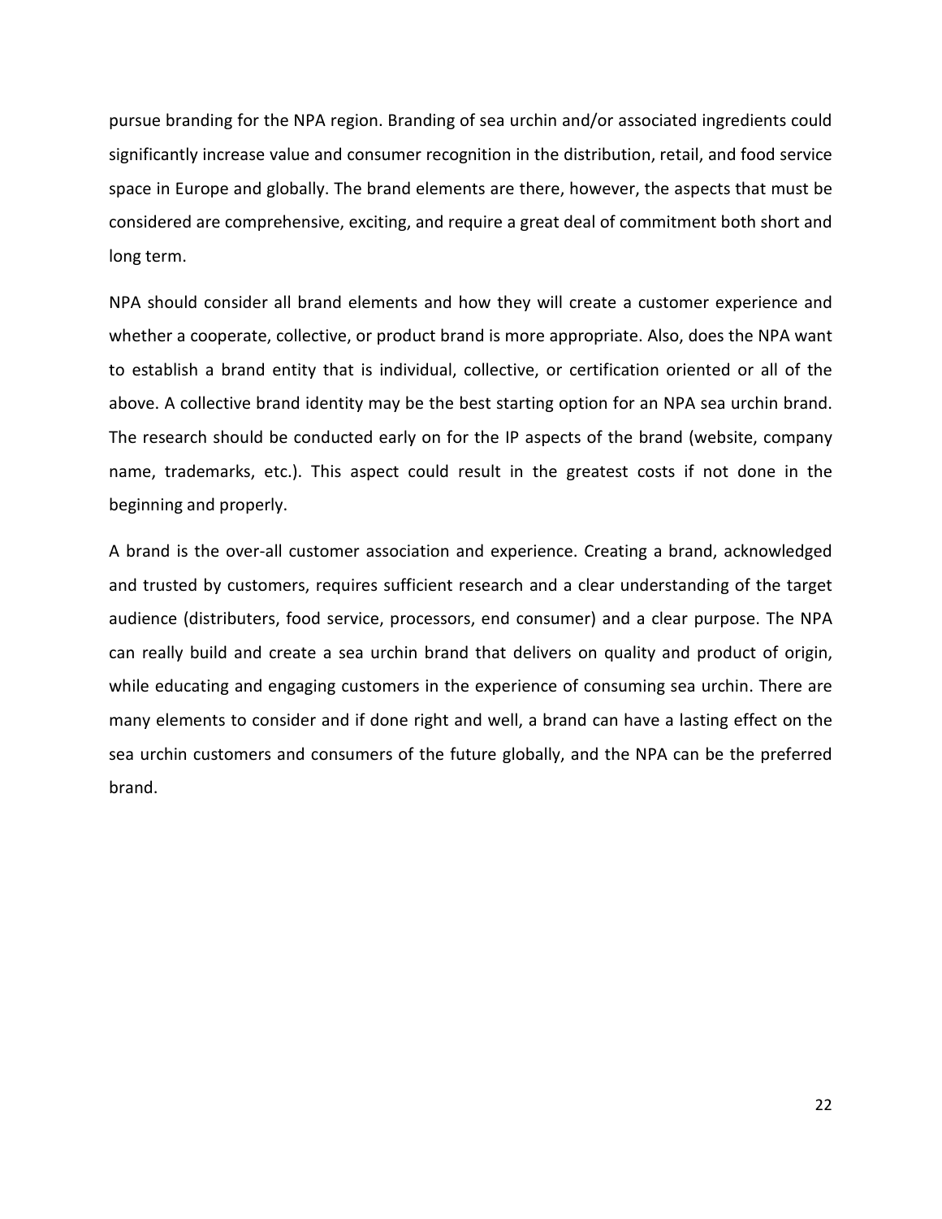pursue branding for the NPA region. Branding of sea urchin and/or associated ingredients could significantly increase value and consumer recognition in the distribution, retail, and food service space in Europe and globally. The brand elements are there, however, the aspects that must be considered are comprehensive, exciting, and require a great deal of commitment both short and long term.

NPA should consider all brand elements and how they will create a customer experience and whether a cooperate, collective, or product brand is more appropriate. Also, does the NPA want to establish a brand entity that is individual, collective, or certification oriented or all of the above. A collective brand identity may be the best starting option for an NPA sea urchin brand. The research should be conducted early on for the IP aspects of the brand (website, company name, trademarks, etc.). This aspect could result in the greatest costs if not done in the beginning and properly.

A brand is the over-all customer association and experience. Creating a brand, acknowledged and trusted by customers, requires sufficient research and a clear understanding of the target audience (distributers, food service, processors, end consumer) and a clear purpose. The NPA can really build and create a sea urchin brand that delivers on quality and product of origin, while educating and engaging customers in the experience of consuming sea urchin. There are many elements to consider and if done right and well, a brand can have a lasting effect on the sea urchin customers and consumers of the future globally, and the NPA can be the preferred brand.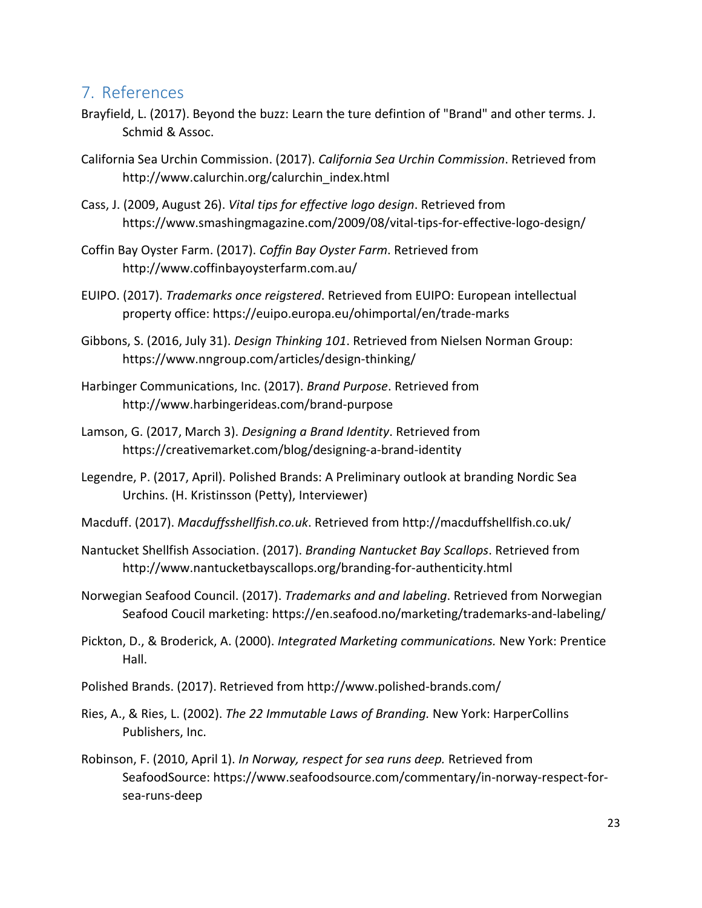## 7. References

Brayfield, L. (2017). Beyond the buzz: Learn the ture defintion of "Brand" and other terms. J. Schmid & Assoc.

California Sea Urchin Commission. (2017). *California Sea Urchin Commission*. Retrieved from http://www.calurchin.org/calurchin_index.html

Cass, J. (2009, August 26). *Vital tips for effective logo design*. Retrieved from https://www.smashingmagazine.com/2009/08/vital-tips-for-effective-logo-design/

Coffin Bay Oyster Farm. (2017). *Coffin Bay Oyster Farm*. Retrieved from http://www.coffinbayoysterfarm.com.au/

EUIPO. (2017). *Trademarks once reigstered*. Retrieved from EUIPO: European intellectual property office: https://euipo.europa.eu/ohimportal/en/trade-marks

Gibbons, S. (2016, July 31). *Design Thinking 101*. Retrieved from Nielsen Norman Group: https://www.nngroup.com/articles/design-thinking/

Harbinger Communications, Inc. (2017). *Brand Purpose*. Retrieved from http://www.harbingerideas.com/brand-purpose

Lamson, G. (2017, March 3). *Designing a Brand Identity*. Retrieved from https://creativemarket.com/blog/designing-a-brand-identity

Legendre, P. (2017, April). Polished Brands: A Preliminary outlook at branding Nordic Sea Urchins. (H. Kristinsson (Petty), Interviewer)

Macduff. (2017). *Macduffsshellfish.co.uk*. Retrieved from http://macduffshellfish.co.uk/

Nantucket Shellfish Association. (2017). *Branding Nantucket Bay Scallops*. Retrieved from http://www.nantucketbayscallops.org/branding-for-authenticity.html

Norwegian Seafood Council. (2017). *Trademarks and and labeling*. Retrieved from Norwegian Seafood Coucil marketing: https://en.seafood.no/marketing/trademarks-and-labeling/

Pickton, D., & Broderick, A. (2000). *Integrated Marketing communications.* New York: Prentice Hall.

Polished Brands. (2017). Retrieved from http://www.polished-brands.com/

Ries, A., & Ries, L. (2002). *The 22 Immutable Laws of Branding.* New York: HarperCollins Publishers, Inc.

Robinson, F. (2010, April 1). *In Norway, respect for sea runs deep.* Retrieved from SeafoodSource: https://www.seafoodsource.com/commentary/in-norway-respect-for-sea-runs-deep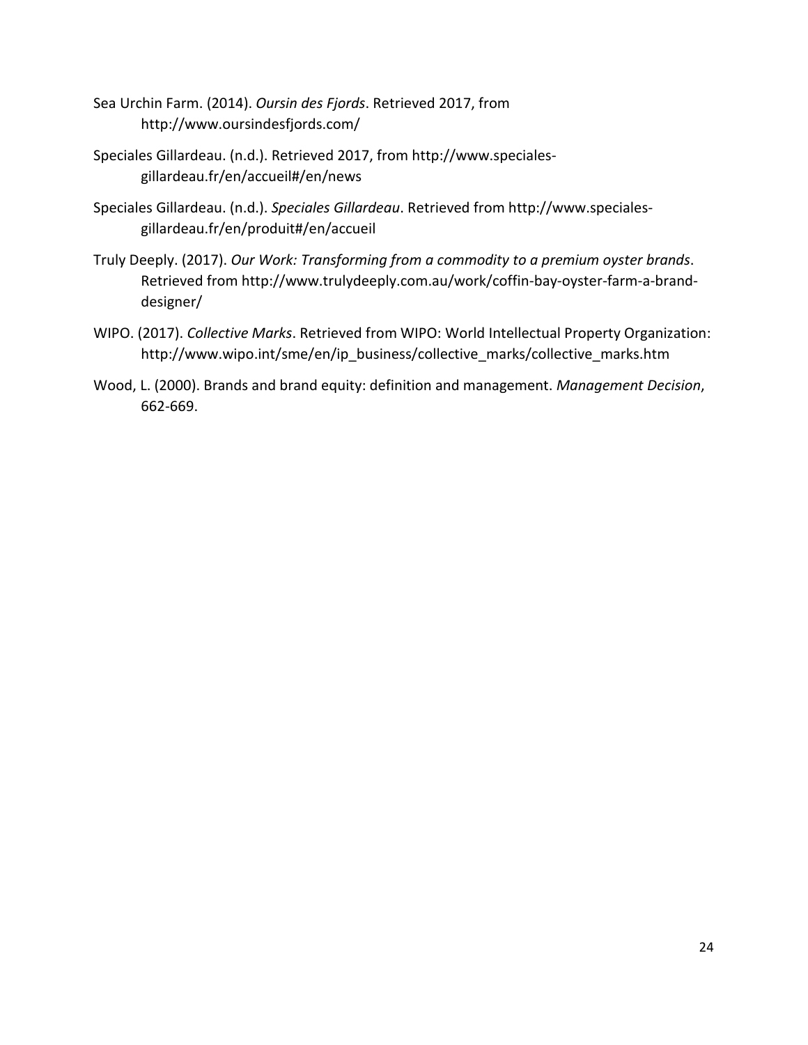Sea Urchin Farm. (2014). *Oursin des Fjords*. Retrieved 2017, from http://www.oursindesfjords.com/

Speciales Gillardeau. (n.d.). Retrieved 2017, from http://www.speciales-gillardeau.fr/en/accueil#/en/news

Speciales Gillardeau. (n.d.). *Speciales Gillardeau*. Retrieved from http://www.speciales-gillardeau.fr/en/produit#/en/accueil

Truly Deeply. (2017). *Our Work: Transforming from a commodity to a premium oyster brands*. Retrieved from http://www.trulydeeply.com.au/work/coffin-bay-oyster-farm-a-brand-designer/

WIPO. (2017). *Collective Marks*. Retrieved from WIPO: World Intellectual Property Organization: http://www.wipo.int/sme/en/ip_business/collective_marks/collective_marks.htm

Wood, L. (2000). Brands and brand equity: definition and management. *Management Decision*, 662-669.